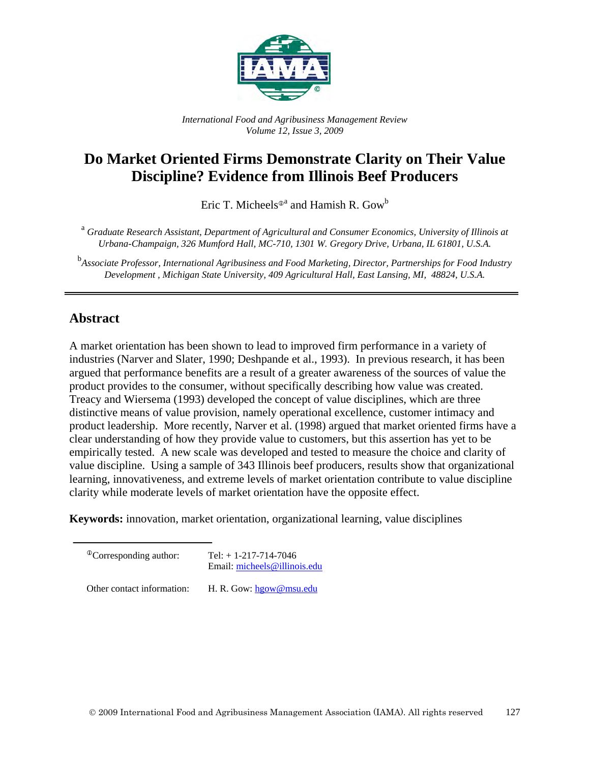*International Food and Agribusiness Management Review*
*Volume 12, Issue 3, 2009*

# Do Market Oriented Firms Demonstrate Clarity on Their Value Discipline? Evidence from Illinois Beef Producers

Eric T. Micheels[ⓘa] and Hamish R. Gow[b]

[a] *Graduate Research Assistant, Department of Agricultural and Consumer Economics, University of Illinois at Urbana-Champaign, 326 Mumford Hall, MC-710, 1301 W. Gregory Drive, Urbana, IL 61801, U.S.A.*

[b] *Associate Professor, International Agribusiness and Food Marketing, Director, Partnerships for Food Industry Development , Michigan State University, 409 Agricultural Hall, East Lansing, MI, 48824, U.S.A.*

## Abstract

A market orientation has been shown to lead to improved firm performance in a variety of industries (Narver and Slater, 1990; Deshpande et al., 1993). In previous research, it has been argued that performance benefits are a result of a greater awareness of the sources of value the product provides to the consumer, without specifically describing how value was created. Treacy and Wiersema (1993) developed the concept of value disciplines, which are three distinctive means of value provision, namely operational excellence, customer intimacy and product leadership. More recently, Narver et al. (1998) argued that market oriented firms have a clear understanding of how they provide value to customers, but this assertion has yet to be empirically tested. A new scale was developed and tested to measure the choice and clarity of value discipline. Using a sample of 343 Illinois beef producers, results show that organizational learning, innovativeness, and extreme levels of market orientation contribute to value discipline clarity while moderate levels of market orientation have the opposite effect.

**Keywords:** innovation, market orientation, organizational learning, value disciplines

---

ⓘCorresponding author: Tel: + 1-217-714-7046
Email: micheels@illinois.edu

Other contact information: H. R. Gow: hgow@msu.edu

© 2009 International Food and Agribusiness Management Association (IAMA). All rights reserved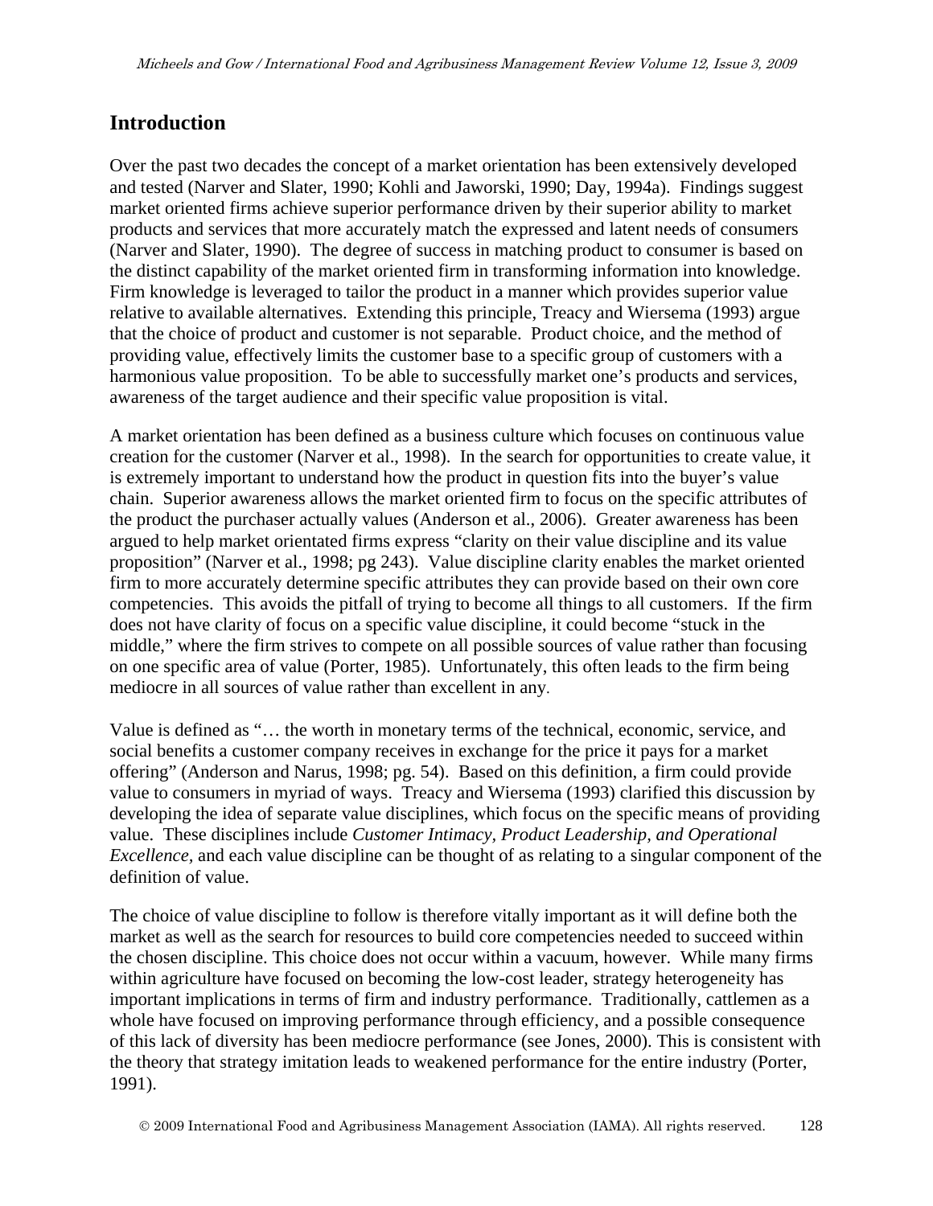## Introduction

Over the past two decades the concept of a market orientation has been extensively developed and tested (Narver and Slater, 1990; Kohli and Jaworski, 1990; Day, 1994a). Findings suggest market oriented firms achieve superior performance driven by their superior ability to market products and services that more accurately match the expressed and latent needs of consumers (Narver and Slater, 1990). The degree of success in matching product to consumer is based on the distinct capability of the market oriented firm in transforming information into knowledge. Firm knowledge is leveraged to tailor the product in a manner which provides superior value relative to available alternatives. Extending this principle, Treacy and Wiersema (1993) argue that the choice of product and customer is not separable. Product choice, and the method of providing value, effectively limits the customer base to a specific group of customers with a harmonious value proposition. To be able to successfully market one's products and services, awareness of the target audience and their specific value proposition is vital.

A market orientation has been defined as a business culture which focuses on continuous value creation for the customer (Narver et al., 1998). In the search for opportunities to create value, it is extremely important to understand how the product in question fits into the buyer's value chain. Superior awareness allows the market oriented firm to focus on the specific attributes of the product the purchaser actually values (Anderson et al., 2006). Greater awareness has been argued to help market orientated firms express "clarity on their value discipline and its value proposition" (Narver et al., 1998; pg 243). Value discipline clarity enables the market oriented firm to more accurately determine specific attributes they can provide based on their own core competencies. This avoids the pitfall of trying to become all things to all customers. If the firm does not have clarity of focus on a specific value discipline, it could become "stuck in the middle," where the firm strives to compete on all possible sources of value rather than focusing on one specific area of value (Porter, 1985). Unfortunately, this often leads to the firm being mediocre in all sources of value rather than excellent in any.

Value is defined as "… the worth in monetary terms of the technical, economic, service, and social benefits a customer company receives in exchange for the price it pays for a market offering" (Anderson and Narus, 1998; pg. 54). Based on this definition, a firm could provide value to consumers in myriad of ways. Treacy and Wiersema (1993) clarified this discussion by developing the idea of separate value disciplines, which focus on the specific means of providing value. These disciplines include *Customer Intimacy, Product Leadership, and Operational Excellence*, and each value discipline can be thought of as relating to a singular component of the definition of value.

The choice of value discipline to follow is therefore vitally important as it will define both the market as well as the search for resources to build core competencies needed to succeed within the chosen discipline. This choice does not occur within a vacuum, however. While many firms within agriculture have focused on becoming the low-cost leader, strategy heterogeneity has important implications in terms of firm and industry performance. Traditionally, cattlemen as a whole have focused on improving performance through efficiency, and a possible consequence of this lack of diversity has been mediocre performance (see Jones, 2000). This is consistent with the theory that strategy imitation leads to weakened performance for the entire industry (Porter, 1991).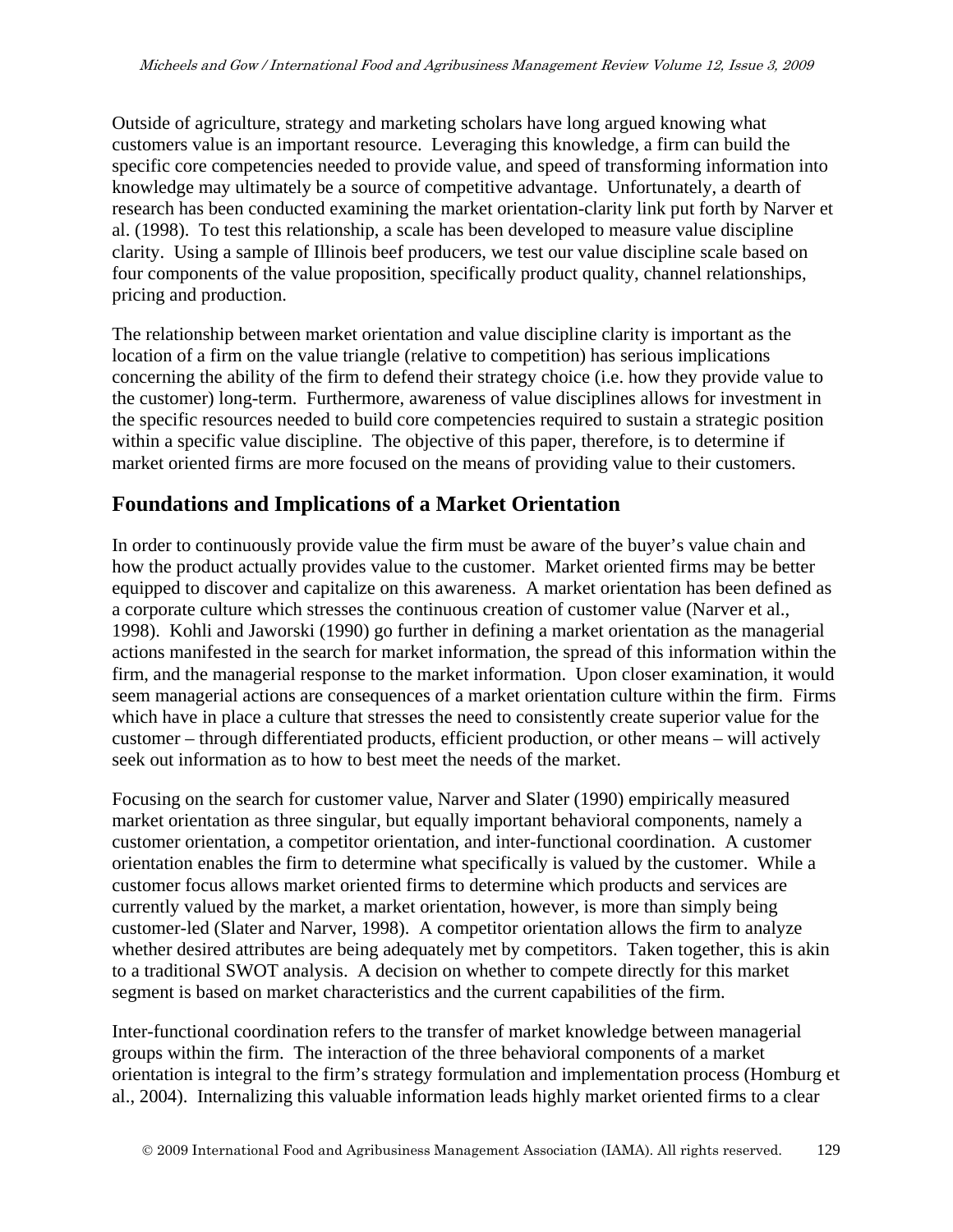Outside of agriculture, strategy and marketing scholars have long argued knowing what customers value is an important resource. Leveraging this knowledge, a firm can build the specific core competencies needed to provide value, and speed of transforming information into knowledge may ultimately be a source of competitive advantage. Unfortunately, a dearth of research has been conducted examining the market orientation-clarity link put forth by Narver et al. (1998). To test this relationship, a scale has been developed to measure value discipline clarity. Using a sample of Illinois beef producers, we test our value discipline scale based on four components of the value proposition, specifically product quality, channel relationships, pricing and production.

The relationship between market orientation and value discipline clarity is important as the location of a firm on the value triangle (relative to competition) has serious implications concerning the ability of the firm to defend their strategy choice (i.e. how they provide value to the customer) long-term. Furthermore, awareness of value disciplines allows for investment in the specific resources needed to build core competencies required to sustain a strategic position within a specific value discipline. The objective of this paper, therefore, is to determine if market oriented firms are more focused on the means of providing value to their customers.

## Foundations and Implications of a Market Orientation

In order to continuously provide value the firm must be aware of the buyer's value chain and how the product actually provides value to the customer. Market oriented firms may be better equipped to discover and capitalize on this awareness. A market orientation has been defined as a corporate culture which stresses the continuous creation of customer value (Narver et al., 1998). Kohli and Jaworski (1990) go further in defining a market orientation as the managerial actions manifested in the search for market information, the spread of this information within the firm, and the managerial response to the market information. Upon closer examination, it would seem managerial actions are consequences of a market orientation culture within the firm. Firms which have in place a culture that stresses the need to consistently create superior value for the customer – through differentiated products, efficient production, or other means – will actively seek out information as to how to best meet the needs of the market.

Focusing on the search for customer value, Narver and Slater (1990) empirically measured market orientation as three singular, but equally important behavioral components, namely a customer orientation, a competitor orientation, and inter-functional coordination. A customer orientation enables the firm to determine what specifically is valued by the customer. While a customer focus allows market oriented firms to determine which products and services are currently valued by the market, a market orientation, however, is more than simply being customer-led (Slater and Narver, 1998). A competitor orientation allows the firm to analyze whether desired attributes are being adequately met by competitors. Taken together, this is akin to a traditional SWOT analysis. A decision on whether to compete directly for this market segment is based on market characteristics and the current capabilities of the firm.

Inter-functional coordination refers to the transfer of market knowledge between managerial groups within the firm. The interaction of the three behavioral components of a market orientation is integral to the firm's strategy formulation and implementation process (Homburg et al., 2004). Internalizing this valuable information leads highly market oriented firms to a clear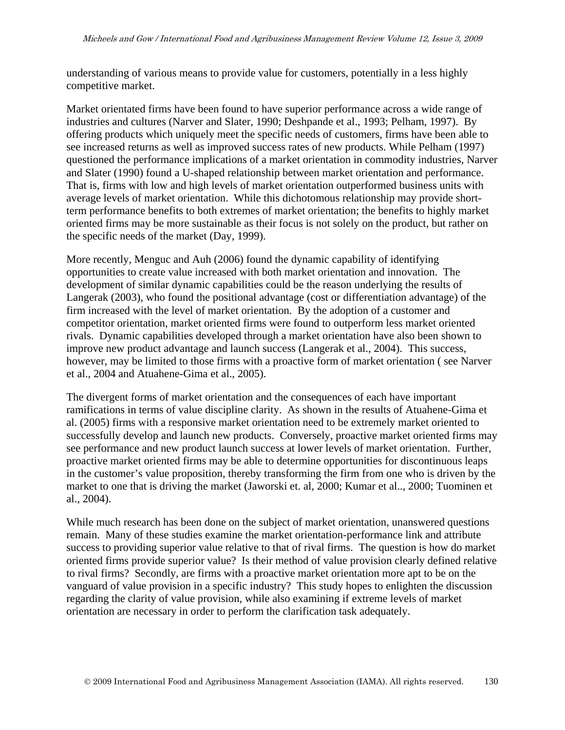understanding of various means to provide value for customers, potentially in a less highly competitive market.

Market orientated firms have been found to have superior performance across a wide range of industries and cultures (Narver and Slater, 1990; Deshpande et al., 1993; Pelham, 1997). By offering products which uniquely meet the specific needs of customers, firms have been able to see increased returns as well as improved success rates of new products. While Pelham (1997) questioned the performance implications of a market orientation in commodity industries, Narver and Slater (1990) found a U-shaped relationship between market orientation and performance. That is, firms with low and high levels of market orientation outperformed business units with average levels of market orientation. While this dichotomous relationship may provide short-term performance benefits to both extremes of market orientation; the benefits to highly market oriented firms may be more sustainable as their focus is not solely on the product, but rather on the specific needs of the market (Day, 1999).

More recently, Menguc and Auh (2006) found the dynamic capability of identifying opportunities to create value increased with both market orientation and innovation. The development of similar dynamic capabilities could be the reason underlying the results of Langerak (2003), who found the positional advantage (cost or differentiation advantage) of the firm increased with the level of market orientation. By the adoption of a customer and competitor orientation, market oriented firms were found to outperform less market oriented rivals. Dynamic capabilities developed through a market orientation have also been shown to improve new product advantage and launch success (Langerak et al., 2004). This success, however, may be limited to those firms with a proactive form of market orientation ( see Narver et al., 2004 and Atuahene-Gima et al., 2005).

The divergent forms of market orientation and the consequences of each have important ramifications in terms of value discipline clarity. As shown in the results of Atuahene-Gima et al. (2005) firms with a responsive market orientation need to be extremely market oriented to successfully develop and launch new products. Conversely, proactive market oriented firms may see performance and new product launch success at lower levels of market orientation. Further, proactive market oriented firms may be able to determine opportunities for discontinuous leaps in the customer's value proposition, thereby transforming the firm from one who is driven by the market to one that is driving the market (Jaworski et. al, 2000; Kumar et al.., 2000; Tuominen et al., 2004).

While much research has been done on the subject of market orientation, unanswered questions remain. Many of these studies examine the market orientation-performance link and attribute success to providing superior value relative to that of rival firms. The question is how do market oriented firms provide superior value? Is their method of value provision clearly defined relative to rival firms? Secondly, are firms with a proactive market orientation more apt to be on the vanguard of value provision in a specific industry? This study hopes to enlighten the discussion regarding the clarity of value provision, while also examining if extreme levels of market orientation are necessary in order to perform the clarification task adequately.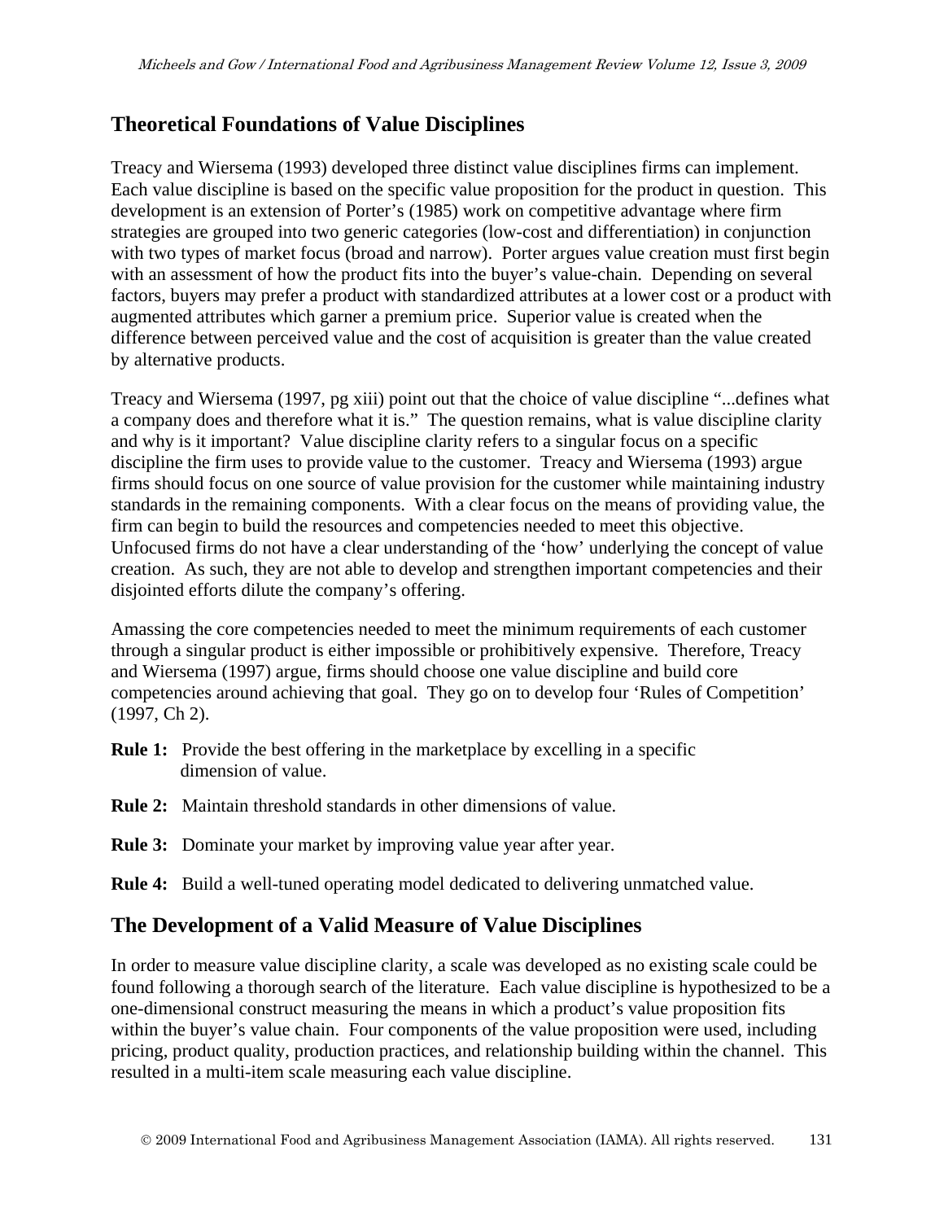## Theoretical Foundations of Value Disciplines

Treacy and Wiersema (1993) developed three distinct value disciplines firms can implement. Each value discipline is based on the specific value proposition for the product in question. This development is an extension of Porter's (1985) work on competitive advantage where firm strategies are grouped into two generic categories (low-cost and differentiation) in conjunction with two types of market focus (broad and narrow). Porter argues value creation must first begin with an assessment of how the product fits into the buyer's value-chain. Depending on several factors, buyers may prefer a product with standardized attributes at a lower cost or a product with augmented attributes which garner a premium price. Superior value is created when the difference between perceived value and the cost of acquisition is greater than the value created by alternative products.

Treacy and Wiersema (1997, pg xiii) point out that the choice of value discipline "...defines what a company does and therefore what it is." The question remains, what is value discipline clarity and why is it important? Value discipline clarity refers to a singular focus on a specific discipline the firm uses to provide value to the customer. Treacy and Wiersema (1993) argue firms should focus on one source of value provision for the customer while maintaining industry standards in the remaining components. With a clear focus on the means of providing value, the firm can begin to build the resources and competencies needed to meet this objective. Unfocused firms do not have a clear understanding of the 'how' underlying the concept of value creation. As such, they are not able to develop and strengthen important competencies and their disjointed efforts dilute the company's offering.

Amassing the core competencies needed to meet the minimum requirements of each customer through a singular product is either impossible or prohibitively expensive. Therefore, Treacy and Wiersema (1997) argue, firms should choose one value discipline and build core competencies around achieving that goal. They go on to develop four 'Rules of Competition' (1997, Ch 2).

**Rule 1:** Provide the best offering in the marketplace by excelling in a specific dimension of value.

**Rule 2:** Maintain threshold standards in other dimensions of value.

**Rule 3:** Dominate your market by improving value year after year.

**Rule 4:** Build a well-tuned operating model dedicated to delivering unmatched value.

## The Development of a Valid Measure of Value Disciplines

In order to measure value discipline clarity, a scale was developed as no existing scale could be found following a thorough search of the literature. Each value discipline is hypothesized to be a one-dimensional construct measuring the means in which a product's value proposition fits within the buyer's value chain. Four components of the value proposition were used, including pricing, product quality, production practices, and relationship building within the channel. This resulted in a multi-item scale measuring each value discipline.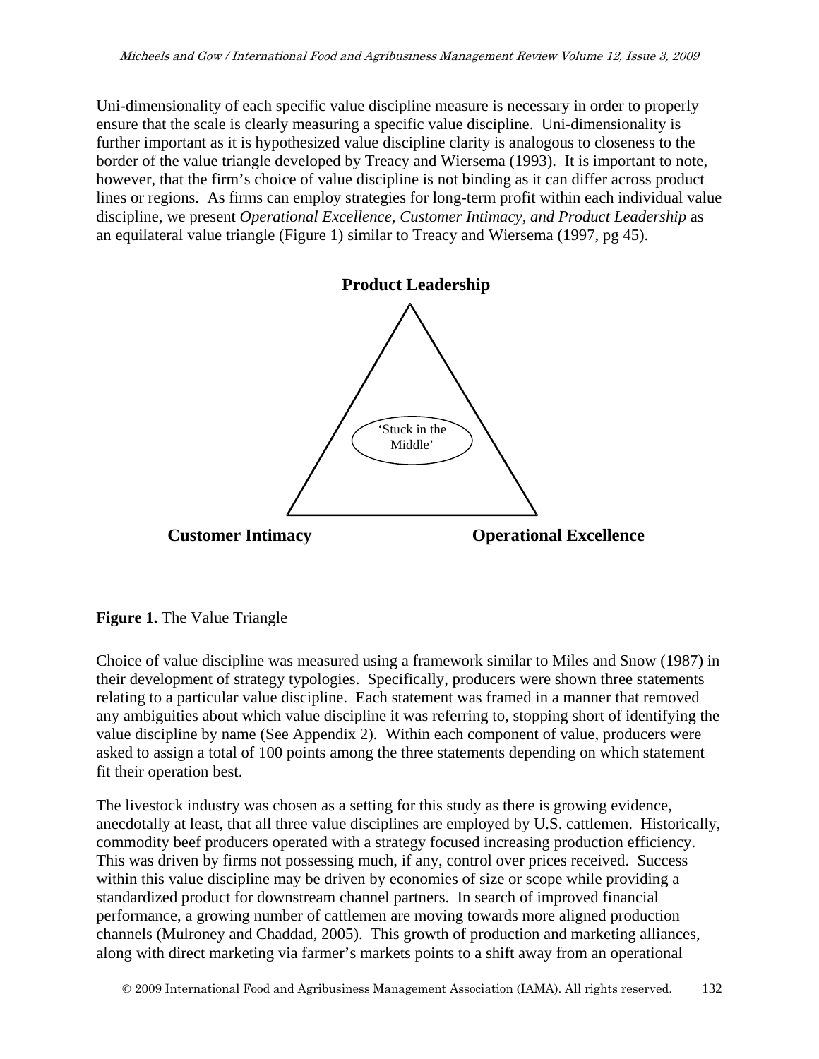Uni-dimensionality of each specific value discipline measure is necessary in order to properly ensure that the scale is clearly measuring a specific value discipline. Uni-dimensionality is further important as it is hypothesized value discipline clarity is analogous to closeness to the border of the value triangle developed by Treacy and Wiersema (1993). It is important to note, however, that the firm's choice of value discipline is not binding as it can differ across product lines or regions. As firms can employ strategies for long-term profit within each individual value discipline, we present *Operational Excellence, Customer Intimacy, and Product Leadership* as an equilateral value triangle (Figure 1) similar to Treacy and Wiersema (1997, pg 45).

**Product Leadership**

'Stuck in the Middle'

**Customer Intimacy** **Operational Excellence**

**Figure 1.** The Value Triangle

Choice of value discipline was measured using a framework similar to Miles and Snow (1987) in their development of strategy typologies. Specifically, producers were shown three statements relating to a particular value discipline. Each statement was framed in a manner that removed any ambiguities about which value discipline it was referring to, stopping short of identifying the value discipline by name (See Appendix 2). Within each component of value, producers were asked to assign a total of 100 points among the three statements depending on which statement fit their operation best.

The livestock industry was chosen as a setting for this study as there is growing evidence, anecdotally at least, that all three value disciplines are employed by U.S. cattlemen. Historically, commodity beef producers operated with a strategy focused increasing production efficiency. This was driven by firms not possessing much, if any, control over prices received. Success within this value discipline may be driven by economies of size or scope while providing a standardized product for downstream channel partners. In search of improved financial performance, a growing number of cattlemen are moving towards more aligned production channels (Mulroney and Chaddad, 2005). This growth of production and marketing alliances, along with direct marketing via farmer's markets points to a shift away from an operational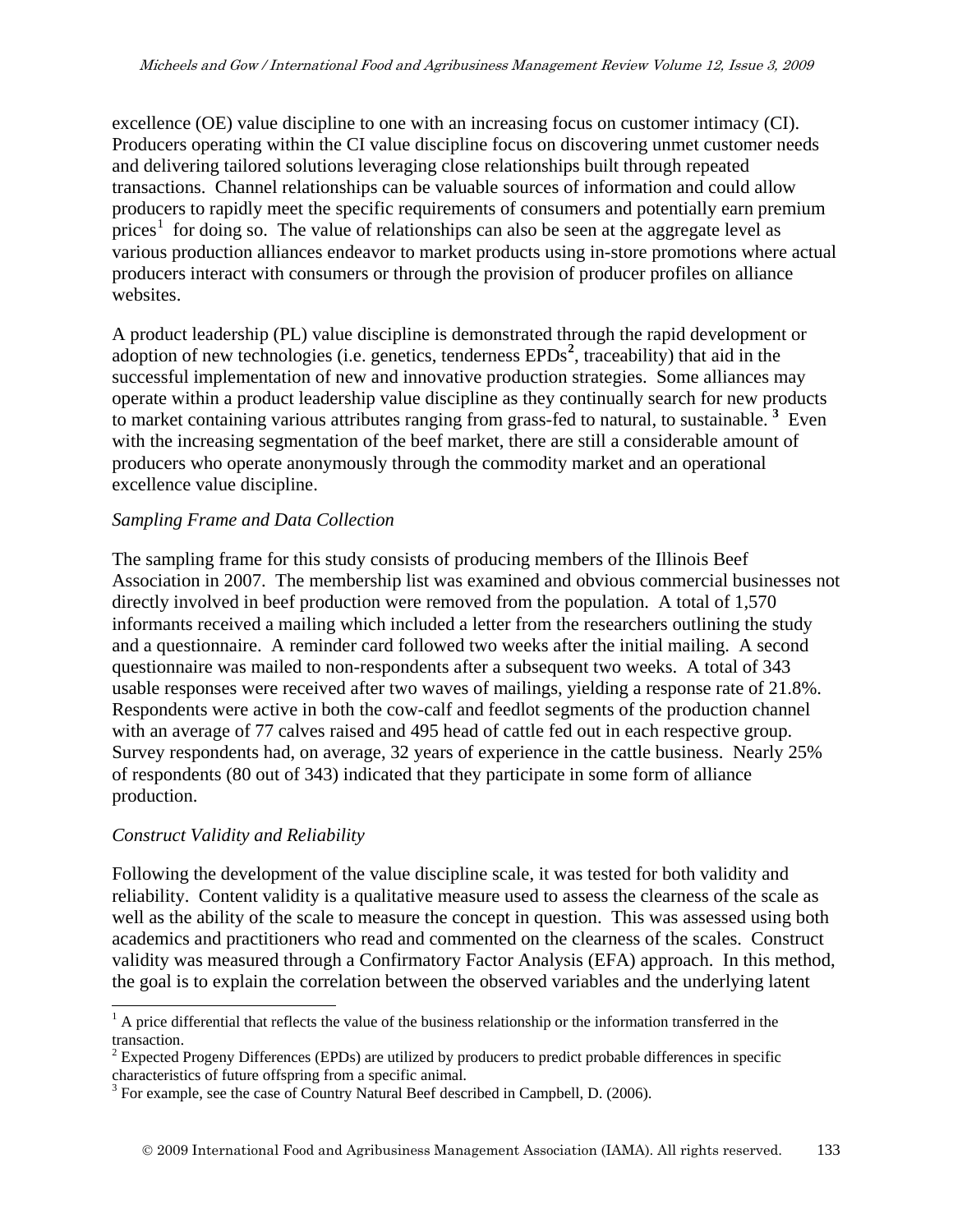excellence (OE) value discipline to one with an increasing focus on customer intimacy (CI). Producers operating within the CI value discipline focus on discovering unmet customer needs and delivering tailored solutions leveraging close relationships built through repeated transactions. Channel relationships can be valuable sources of information and could allow producers to rapidly meet the specific requirements of consumers and potentially earn premium prices[1] for doing so. The value of relationships can also be seen at the aggregate level as various production alliances endeavor to market products using in-store promotions where actual producers interact with consumers or through the provision of producer profiles on alliance websites.

A product leadership (PL) value discipline is demonstrated through the rapid development or adoption of new technologies (i.e. genetics, tenderness EPDs[2], traceability) that aid in the successful implementation of new and innovative production strategies. Some alliances may operate within a product leadership value discipline as they continually search for new products to market containing various attributes ranging from grass-fed to natural, to sustainable.[3] Even with the increasing segmentation of the beef market, there are still a considerable amount of producers who operate anonymously through the commodity market and an operational excellence value discipline.

*Sampling Frame and Data Collection*

The sampling frame for this study consists of producing members of the Illinois Beef Association in 2007. The membership list was examined and obvious commercial businesses not directly involved in beef production were removed from the population. A total of 1,570 informants received a mailing which included a letter from the researchers outlining the study and a questionnaire. A reminder card followed two weeks after the initial mailing. A second questionnaire was mailed to non-respondents after a subsequent two weeks. A total of 343 usable responses were received after two waves of mailings, yielding a response rate of 21.8%. Respondents were active in both the cow-calf and feedlot segments of the production channel with an average of 77 calves raised and 495 head of cattle fed out in each respective group. Survey respondents had, on average, 32 years of experience in the cattle business. Nearly 25% of respondents (80 out of 343) indicated that they participate in some form of alliance production.

*Construct Validity and Reliability*

Following the development of the value discipline scale, it was tested for both validity and reliability. Content validity is a qualitative measure used to assess the clearness of the scale as well as the ability of the scale to measure the concept in question. This was assessed using both academics and practitioners who read and commented on the clearness of the scales. Construct validity was measured through a Confirmatory Factor Analysis (EFA) approach. In this method, the goal is to explain the correlation between the observed variables and the underlying latent

---

[1] A price differential that reflects the value of the business relationship or the information transferred in the transaction.

[2] Expected Progeny Differences (EPDs) are utilized by producers to predict probable differences in specific characteristics of future offspring from a specific animal.

[3] For example, see the case of Country Natural Beef described in Campbell, D. (2006).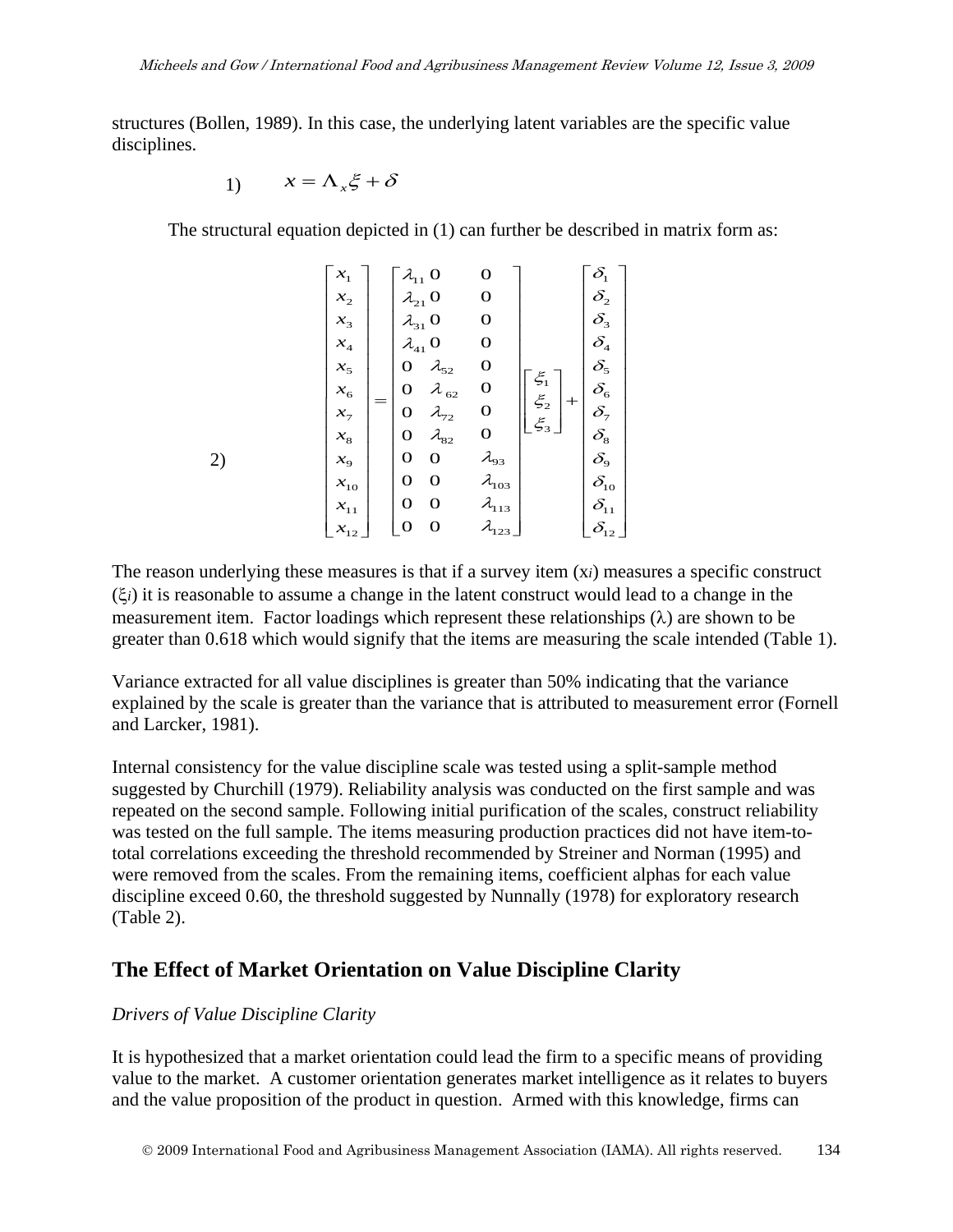structures (Bollen, 1989). In this case, the underlying latent variables are the specific value disciplines.

$$1) \qquad x = \Lambda_x \xi + \delta$$

The structural equation depicted in (1) can further be described in matrix form as:

$$2) \qquad \begin{bmatrix} x_1 \\ x_2 \\ x_3 \\ x_4 \\ x_5 \\ x_6 \\ x_7 \\ x_8 \\ x_9 \\ x_{10} \\ x_{11} \\ x_{12} \end{bmatrix} = \begin{bmatrix} \lambda_{11} & 0 & 0 \\ \lambda_{21} & 0 & 0 \\ \lambda_{31} & 0 & 0 \\ \lambda_{41} & 0 & 0 \\ 0 & \lambda_{52} & 0 \\ 0 & \lambda_{62} & 0 \\ 0 & \lambda_{72} & 0 \\ 0 & \lambda_{82} & 0 \\ 0 & 0 & \lambda_{93} \\ 0 & 0 & \lambda_{103} \\ 0 & 0 & \lambda_{113} \\ 0 & 0 & \lambda_{123} \end{bmatrix} \begin{bmatrix} \xi_1 \\ \xi_2 \\ \xi_3 \end{bmatrix} + \begin{bmatrix} \delta_1 \\ \delta_2 \\ \delta_3 \\ \delta_4 \\ \delta_5 \\ \delta_6 \\ \delta_7 \\ \delta_8 \\ \delta_9 \\ \delta_{10} \\ \delta_{11} \\ \delta_{12} \end{bmatrix}$$

The reason underlying these measures is that if a survey item ($x_i$) measures a specific construct ($\xi_i$) it is reasonable to assume a change in the latent construct would lead to a change in the measurement item. Factor loadings which represent these relationships ($\lambda$) are shown to be greater than 0.618 which would signify that the items are measuring the scale intended (Table 1).

Variance extracted for all value disciplines is greater than 50% indicating that the variance explained by the scale is greater than the variance that is attributed to measurement error (Fornell and Larcker, 1981).

Internal consistency for the value discipline scale was tested using a split-sample method suggested by Churchill (1979). Reliability analysis was conducted on the first sample and was repeated on the second sample. Following initial purification of the scales, construct reliability was tested on the full sample. The items measuring production practices did not have item-to-total correlations exceeding the threshold recommended by Streiner and Norman (1995) and were removed from the scales. From the remaining items, coefficient alphas for each value discipline exceed 0.60, the threshold suggested by Nunnally (1978) for exploratory research (Table 2).

## The Effect of Market Orientation on Value Discipline Clarity

*Drivers of Value Discipline Clarity*

It is hypothesized that a market orientation could lead the firm to a specific means of providing value to the market. A customer orientation generates market intelligence as it relates to buyers and the value proposition of the product in question. Armed with this knowledge, firms can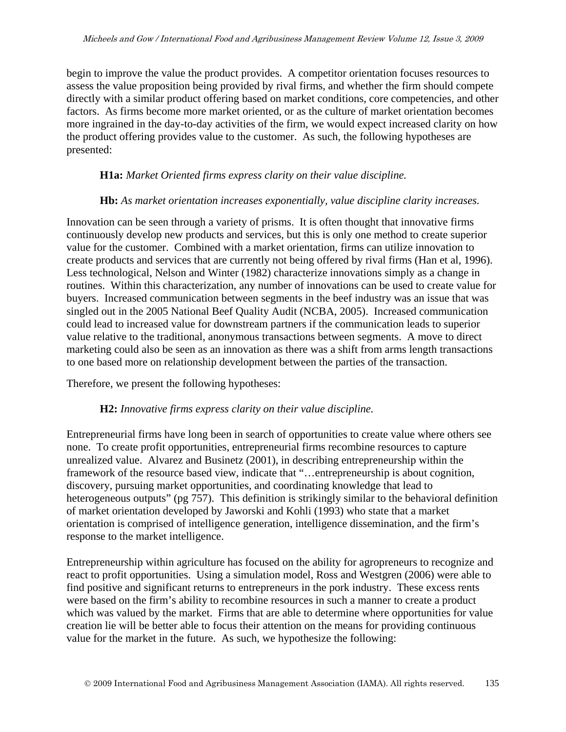begin to improve the value the product provides. A competitor orientation focuses resources to assess the value proposition being provided by rival firms, and whether the firm should compete directly with a similar product offering based on market conditions, core competencies, and other factors. As firms become more market oriented, or as the culture of market orientation becomes more ingrained in the day-to-day activities of the firm, we would expect increased clarity on how the product offering provides value to the customer. As such, the following hypotheses are presented:

> **H1a:** *Market Oriented firms express clarity on their value discipline.*
>
> **Hb:** *As market orientation increases exponentially, value discipline clarity increases.*

Innovation can be seen through a variety of prisms. It is often thought that innovative firms continuously develop new products and services, but this is only one method to create superior value for the customer. Combined with a market orientation, firms can utilize innovation to create products and services that are currently not being offered by rival firms (Han et al, 1996). Less technological, Nelson and Winter (1982) characterize innovations simply as a change in routines. Within this characterization, any number of innovations can be used to create value for buyers. Increased communication between segments in the beef industry was an issue that was singled out in the 2005 National Beef Quality Audit (NCBA, 2005). Increased communication could lead to increased value for downstream partners if the communication leads to superior value relative to the traditional, anonymous transactions between segments. A move to direct marketing could also be seen as an innovation as there was a shift from arms length transactions to one based more on relationship development between the parties of the transaction.

Therefore, we present the following hypotheses:

> **H2:** *Innovative firms express clarity on their value discipline.*

Entrepreneurial firms have long been in search of opportunities to create value where others see none. To create profit opportunities, entrepreneurial firms recombine resources to capture unrealized value. Alvarez and Businetz (2001), in describing entrepreneurship within the framework of the resource based view, indicate that "…entrepreneurship is about cognition, discovery, pursuing market opportunities, and coordinating knowledge that lead to heterogeneous outputs" (pg 757). This definition is strikingly similar to the behavioral definition of market orientation developed by Jaworski and Kohli (1993) who state that a market orientation is comprised of intelligence generation, intelligence dissemination, and the firm's response to the market intelligence.

Entrepreneurship within agriculture has focused on the ability for agropreneurs to recognize and react to profit opportunities. Using a simulation model, Ross and Westgren (2006) were able to find positive and significant returns to entrepreneurs in the pork industry. These excess rents were based on the firm's ability to recombine resources in such a manner to create a product which was valued by the market. Firms that are able to determine where opportunities for value creation lie will be better able to focus their attention on the means for providing continuous value for the market in the future. As such, we hypothesize the following: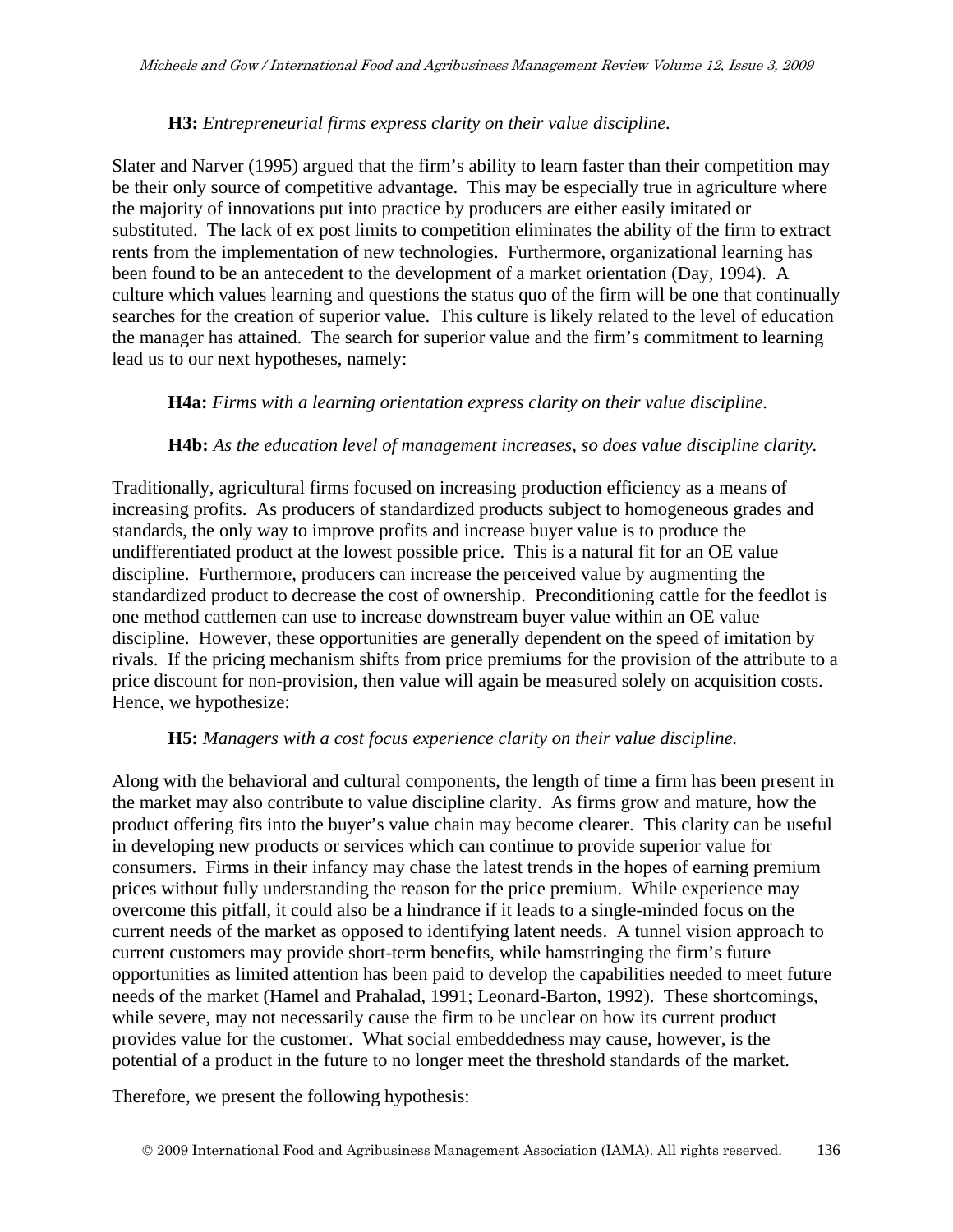**H3:** *Entrepreneurial firms express clarity on their value discipline.*

Slater and Narver (1995) argued that the firm's ability to learn faster than their competition may be their only source of competitive advantage. This may be especially true in agriculture where the majority of innovations put into practice by producers are either easily imitated or substituted. The lack of ex post limits to competition eliminates the ability of the firm to extract rents from the implementation of new technologies. Furthermore, organizational learning has been found to be an antecedent to the development of a market orientation (Day, 1994). A culture which values learning and questions the status quo of the firm will be one that continually searches for the creation of superior value. This culture is likely related to the level of education the manager has attained. The search for superior value and the firm's commitment to learning lead us to our next hypotheses, namely:

**H4a:** *Firms with a learning orientation express clarity on their value discipline.*

**H4b:** *As the education level of management increases, so does value discipline clarity.*

Traditionally, agricultural firms focused on increasing production efficiency as a means of increasing profits. As producers of standardized products subject to homogeneous grades and standards, the only way to improve profits and increase buyer value is to produce the undifferentiated product at the lowest possible price. This is a natural fit for an OE value discipline. Furthermore, producers can increase the perceived value by augmenting the standardized product to decrease the cost of ownership. Preconditioning cattle for the feedlot is one method cattlemen can use to increase downstream buyer value within an OE value discipline. However, these opportunities are generally dependent on the speed of imitation by rivals. If the pricing mechanism shifts from price premiums for the provision of the attribute to a price discount for non-provision, then value will again be measured solely on acquisition costs. Hence, we hypothesize:

**H5:** *Managers with a cost focus experience clarity on their value discipline.*

Along with the behavioral and cultural components, the length of time a firm has been present in the market may also contribute to value discipline clarity. As firms grow and mature, how the product offering fits into the buyer's value chain may become clearer. This clarity can be useful in developing new products or services which can continue to provide superior value for consumers. Firms in their infancy may chase the latest trends in the hopes of earning premium prices without fully understanding the reason for the price premium. While experience may overcome this pitfall, it could also be a hindrance if it leads to a single-minded focus on the current needs of the market as opposed to identifying latent needs. A tunnel vision approach to current customers may provide short-term benefits, while hamstringing the firm's future opportunities as limited attention has been paid to develop the capabilities needed to meet future needs of the market (Hamel and Prahalad, 1991; Leonard-Barton, 1992). These shortcomings, while severe, may not necessarily cause the firm to be unclear on how its current product provides value for the customer. What social embeddedness may cause, however, is the potential of a product in the future to no longer meet the threshold standards of the market.

Therefore, we present the following hypothesis: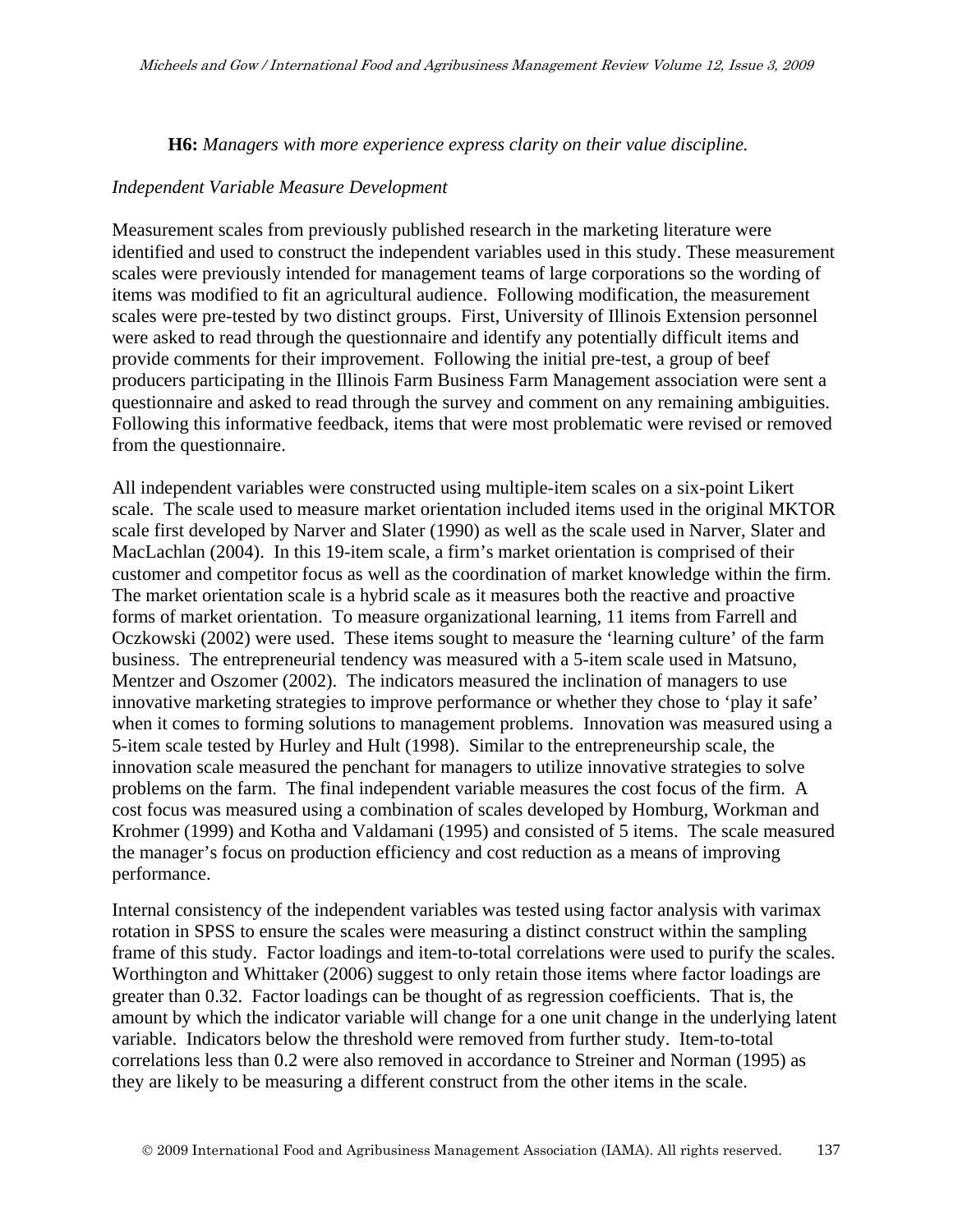**H6:** *Managers with more experience express clarity on their value discipline.*

*Independent Variable Measure Development*

Measurement scales from previously published research in the marketing literature were identified and used to construct the independent variables used in this study. These measurement scales were previously intended for management teams of large corporations so the wording of items was modified to fit an agricultural audience. Following modification, the measurement scales were pre-tested by two distinct groups. First, University of Illinois Extension personnel were asked to read through the questionnaire and identify any potentially difficult items and provide comments for their improvement. Following the initial pre-test, a group of beef producers participating in the Illinois Farm Business Farm Management association were sent a questionnaire and asked to read through the survey and comment on any remaining ambiguities. Following this informative feedback, items that were most problematic were revised or removed from the questionnaire.

All independent variables were constructed using multiple-item scales on a six-point Likert scale. The scale used to measure market orientation included items used in the original MKTOR scale first developed by Narver and Slater (1990) as well as the scale used in Narver, Slater and MacLachlan (2004). In this 19-item scale, a firm's market orientation is comprised of their customer and competitor focus as well as the coordination of market knowledge within the firm. The market orientation scale is a hybrid scale as it measures both the reactive and proactive forms of market orientation. To measure organizational learning, 11 items from Farrell and Oczkowski (2002) were used. These items sought to measure the 'learning culture' of the farm business. The entrepreneurial tendency was measured with a 5-item scale used in Matsuno, Mentzer and Oszomer (2002). The indicators measured the inclination of managers to use innovative marketing strategies to improve performance or whether they chose to 'play it safe' when it comes to forming solutions to management problems. Innovation was measured using a 5-item scale tested by Hurley and Hult (1998). Similar to the entrepreneurship scale, the innovation scale measured the penchant for managers to utilize innovative strategies to solve problems on the farm. The final independent variable measures the cost focus of the firm. A cost focus was measured using a combination of scales developed by Homburg, Workman and Krohmer (1999) and Kotha and Valdamani (1995) and consisted of 5 items. The scale measured the manager's focus on production efficiency and cost reduction as a means of improving performance.

Internal consistency of the independent variables was tested using factor analysis with varimax rotation in SPSS to ensure the scales were measuring a distinct construct within the sampling frame of this study. Factor loadings and item-to-total correlations were used to purify the scales. Worthington and Whittaker (2006) suggest to only retain those items where factor loadings are greater than 0.32. Factor loadings can be thought of as regression coefficients. That is, the amount by which the indicator variable will change for a one unit change in the underlying latent variable. Indicators below the threshold were removed from further study. Item-to-total correlations less than 0.2 were also removed in accordance to Streiner and Norman (1995) as they are likely to be measuring a different construct from the other items in the scale.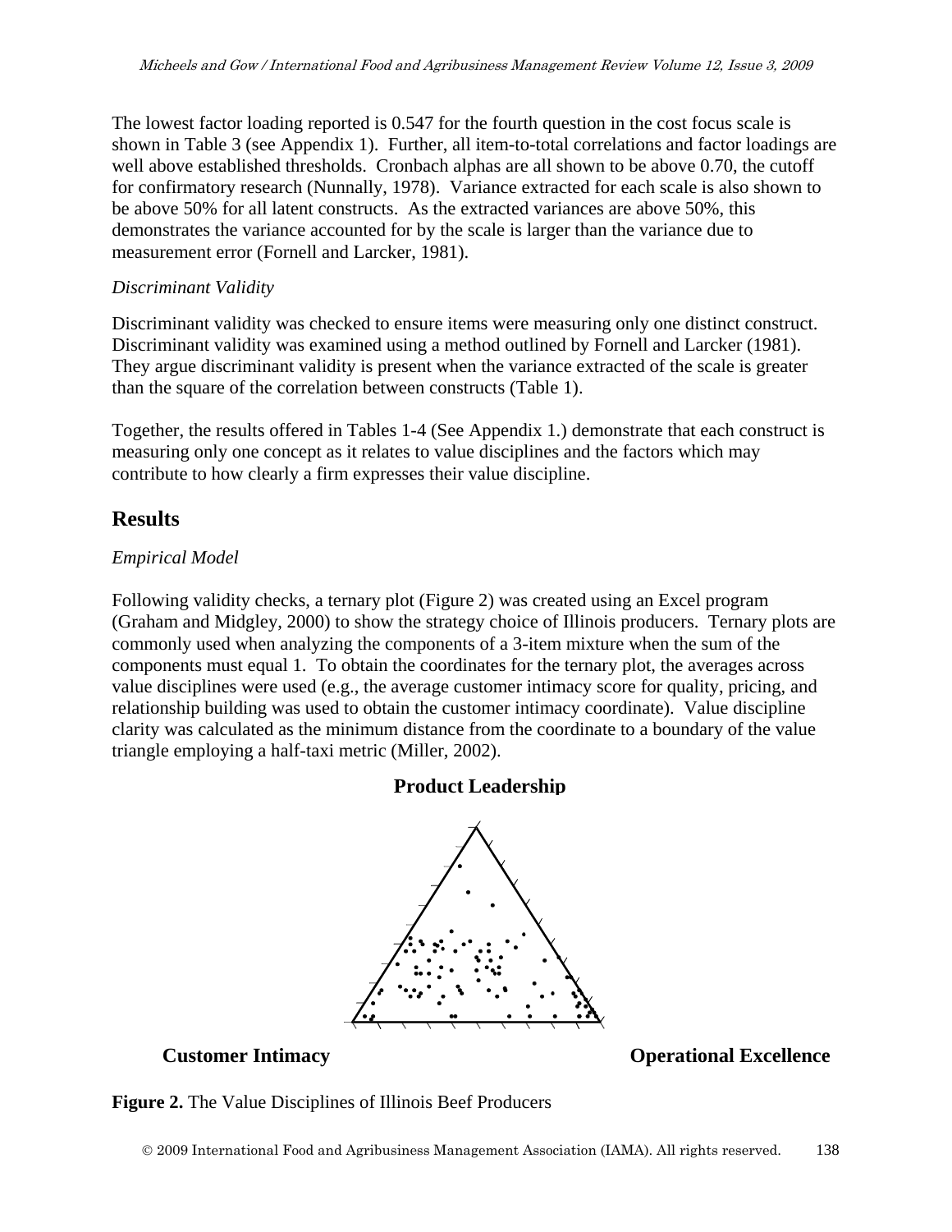The lowest factor loading reported is 0.547 for the fourth question in the cost focus scale is shown in Table 3 (see Appendix 1). Further, all item-to-total correlations and factor loadings are well above established thresholds. Cronbach alphas are all shown to be above 0.70, the cutoff for confirmatory research (Nunnally, 1978). Variance extracted for each scale is also shown to be above 50% for all latent constructs. As the extracted variances are above 50%, this demonstrates the variance accounted for by the scale is larger than the variance due to measurement error (Fornell and Larcker, 1981).

*Discriminant Validity*

Discriminant validity was checked to ensure items were measuring only one distinct construct. Discriminant validity was examined using a method outlined by Fornell and Larcker (1981). They argue discriminant validity is present when the variance extracted of the scale is greater than the square of the correlation between constructs (Table 1).

Together, the results offered in Tables 1-4 (See Appendix 1.) demonstrate that each construct is measuring only one concept as it relates to value disciplines and the factors which may contribute to how clearly a firm expresses their value discipline.

## Results

*Empirical Model*

Following validity checks, a ternary plot (Figure 2) was created using an Excel program (Graham and Midgley, 2000) to show the strategy choice of Illinois producers. Ternary plots are commonly used when analyzing the components of a 3-item mixture when the sum of the components must equal 1. To obtain the coordinates for the ternary plot, the averages across value disciplines were used (e.g., the average customer intimacy score for quality, pricing, and relationship building was used to obtain the customer intimacy coordinate). Value discipline clarity was calculated as the minimum distance from the coordinate to a boundary of the value triangle employing a half-taxi metric (Miller, 2002).

**Product Leadership**

**Customer Intimacy** **Operational Excellence**

**Figure 2.** The Value Disciplines of Illinois Beef Producers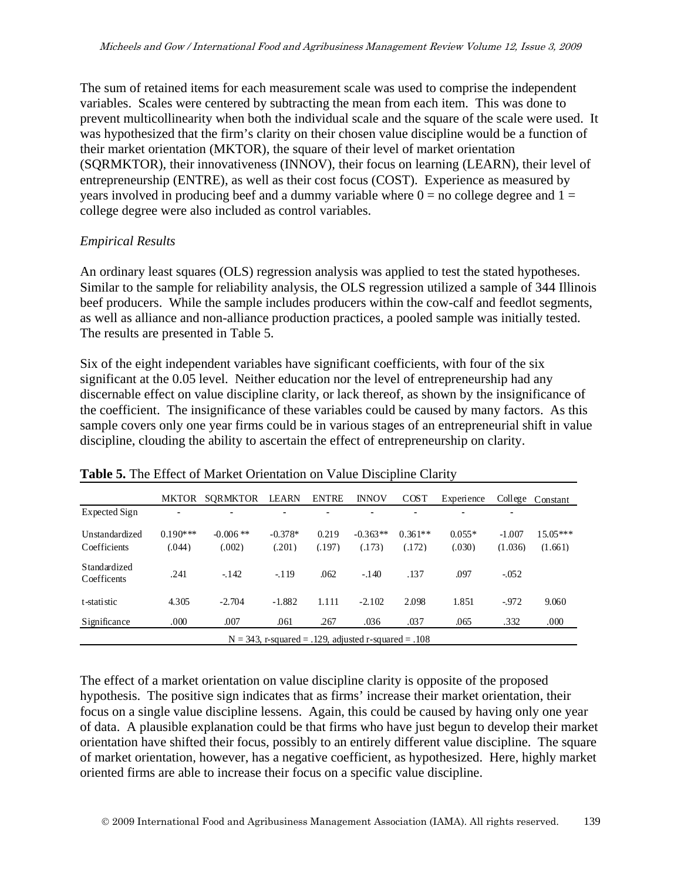The sum of retained items for each measurement scale was used to comprise the independent variables. Scales were centered by subtracting the mean from each item. This was done to prevent multicollinearity when both the individual scale and the square of the scale were used. It was hypothesized that the firm's clarity on their chosen value discipline would be a function of their market orientation (MKTOR), the square of their level of market orientation (SQRMKTOR), their innovativeness (INNOV), their focus on learning (LEARN), their level of entrepreneurship (ENTRE), as well as their cost focus (COST). Experience as measured by years involved in producing beef and a dummy variable where 0 = no college degree and 1 = college degree were also included as control variables.

*Empirical Results*

An ordinary least squares (OLS) regression analysis was applied to test the stated hypotheses. Similar to the sample for reliability analysis, the OLS regression utilized a sample of 344 Illinois beef producers. While the sample includes producers within the cow-calf and feedlot segments, as well as alliance and non-alliance production practices, a pooled sample was initially tested. The results are presented in Table 5.

Six of the eight independent variables have significant coefficients, with four of the six significant at the 0.05 level. Neither education nor the level of entrepreneurship had any discernable effect on value discipline clarity, or lack thereof, as shown by the insignificance of the coefficient. The insignificance of these variables could be caused by many factors. As this sample covers only one year firms could be in various stages of an entrepreneurial shift in value discipline, clouding the ability to ascertain the effect of entrepreneurship on clarity.

**Table 5.** The Effect of Market Orientation on Value Discipline Clarity

| | MKTOR | SQRMKTOR | LEARN | ENTRE | INNOV | COST | Experience | College | Constant |
|---|---|---|---|---|---|---|---|---|---|
| Expected Sign | - | - | - | - | - | - | - | - | |
| Unstandardized Coefficients | 0.190*** (.044) | -0.006 ** (.002) | -0.378* (.201) | 0.219 (.197) | -0.363** (.173) | 0.361** (.172) | 0.055* (.030) | -1.007 (1.036) | 15.05*** (1.661) |
| Standardized Coefficents | .241 | -.142 | -.119 | .062 | -.140 | .137 | .097 | -.052 | |
| t-statistic | 4.305 | -2.704 | -1.882 | 1.111 | -2.102 | 2.098 | 1.851 | -.972 | 9.060 |
| Significance | .000 | .007 | .061 | .267 | .036 | .037 | .065 | .332 | .000 |
| N = 343, r-squared = .129, adjusted r-squared = .108 | | | | | | | | | |

The effect of a market orientation on value discipline clarity is opposite of the proposed hypothesis. The positive sign indicates that as firms' increase their market orientation, their focus on a single value discipline lessens. Again, this could be caused by having only one year of data. A plausible explanation could be that firms who have just begun to develop their market orientation have shifted their focus, possibly to an entirely different value discipline. The square of market orientation, however, has a negative coefficient, as hypothesized. Here, highly market oriented firms are able to increase their focus on a specific value discipline.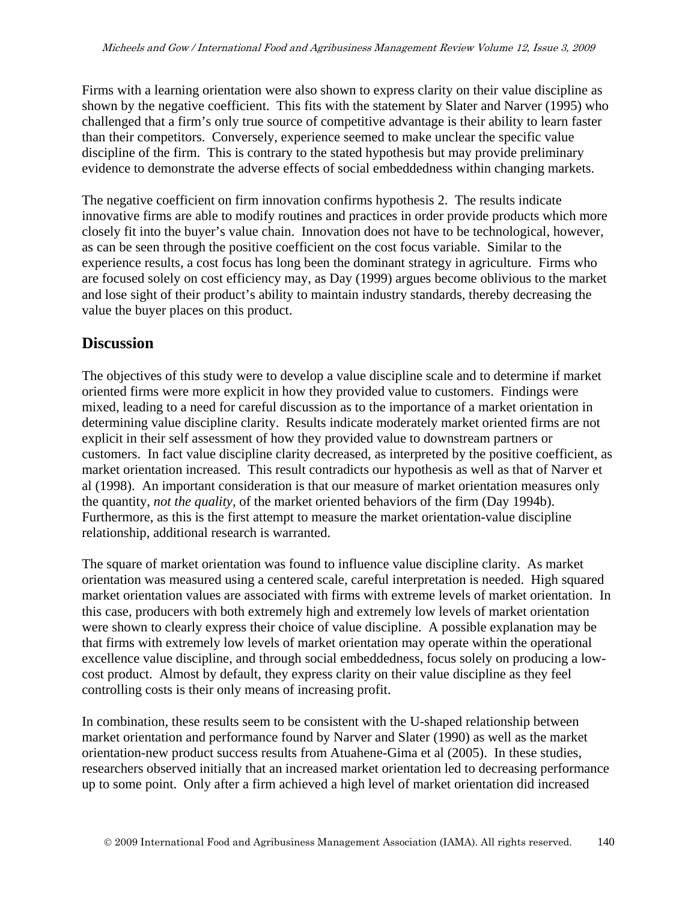Firms with a learning orientation were also shown to express clarity on their value discipline as shown by the negative coefficient. This fits with the statement by Slater and Narver (1995) who challenged that a firm's only true source of competitive advantage is their ability to learn faster than their competitors. Conversely, experience seemed to make unclear the specific value discipline of the firm. This is contrary to the stated hypothesis but may provide preliminary evidence to demonstrate the adverse effects of social embeddedness within changing markets.

The negative coefficient on firm innovation confirms hypothesis 2. The results indicate innovative firms are able to modify routines and practices in order provide products which more closely fit into the buyer's value chain. Innovation does not have to be technological, however, as can be seen through the positive coefficient on the cost focus variable. Similar to the experience results, a cost focus has long been the dominant strategy in agriculture. Firms who are focused solely on cost efficiency may, as Day (1999) argues become oblivious to the market and lose sight of their product's ability to maintain industry standards, thereby decreasing the value the buyer places on this product.

## Discussion

The objectives of this study were to develop a value discipline scale and to determine if market oriented firms were more explicit in how they provided value to customers. Findings were mixed, leading to a need for careful discussion as to the importance of a market orientation in determining value discipline clarity. Results indicate moderately market oriented firms are not explicit in their self assessment of how they provided value to downstream partners or customers. In fact value discipline clarity decreased, as interpreted by the positive coefficient, as market orientation increased. This result contradicts our hypothesis as well as that of Narver et al (1998). An important consideration is that our measure of market orientation measures only the quantity, *not the quality*, of the market oriented behaviors of the firm (Day 1994b). Furthermore, as this is the first attempt to measure the market orientation-value discipline relationship, additional research is warranted.

The square of market orientation was found to influence value discipline clarity. As market orientation was measured using a centered scale, careful interpretation is needed. High squared market orientation values are associated with firms with extreme levels of market orientation. In this case, producers with both extremely high and extremely low levels of market orientation were shown to clearly express their choice of value discipline. A possible explanation may be that firms with extremely low levels of market orientation may operate within the operational excellence value discipline, and through social embeddedness, focus solely on producing a low-cost product. Almost by default, they express clarity on their value discipline as they feel controlling costs is their only means of increasing profit.

In combination, these results seem to be consistent with the U-shaped relationship between market orientation and performance found by Narver and Slater (1990) as well as the market orientation-new product success results from Atuahene-Gima et al (2005). In these studies, researchers observed initially that an increased market orientation led to decreasing performance up to some point. Only after a firm achieved a high level of market orientation did increased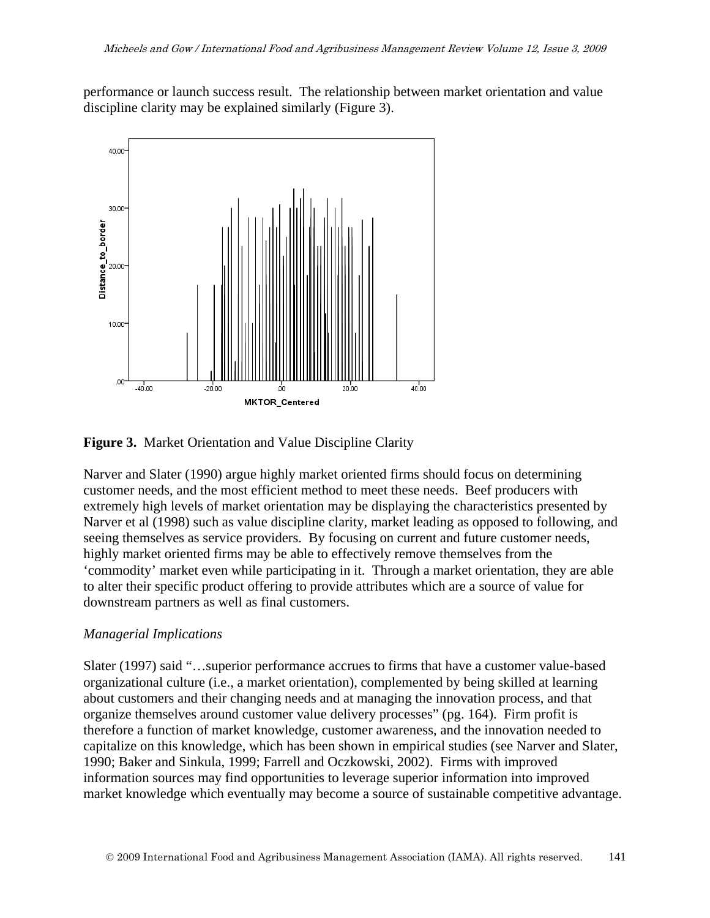performance or launch success result. The relationship between market orientation and value discipline clarity may be explained similarly (Figure 3).

**Figure 3.** Market Orientation and Value Discipline Clarity

Narver and Slater (1990) argue highly market oriented firms should focus on determining customer needs, and the most efficient method to meet these needs. Beef producers with extremely high levels of market orientation may be displaying the characteristics presented by Narver et al (1998) such as value discipline clarity, market leading as opposed to following, and seeing themselves as service providers. By focusing on current and future customer needs, highly market oriented firms may be able to effectively remove themselves from the 'commodity' market even while participating in it. Through a market orientation, they are able to alter their specific product offering to provide attributes which are a source of value for downstream partners as well as final customers.

*Managerial Implications*

Slater (1997) said "…superior performance accrues to firms that have a customer value-based organizational culture (i.e., a market orientation), complemented by being skilled at learning about customers and their changing needs and at managing the innovation process, and that organize themselves around customer value delivery processes" (pg. 164). Firm profit is therefore a function of market knowledge, customer awareness, and the innovation needed to capitalize on this knowledge, which has been shown in empirical studies (see Narver and Slater, 1990; Baker and Sinkula, 1999; Farrell and Oczkowski, 2002). Firms with improved information sources may find opportunities to leverage superior information into improved market knowledge which eventually may become a source of sustainable competitive advantage.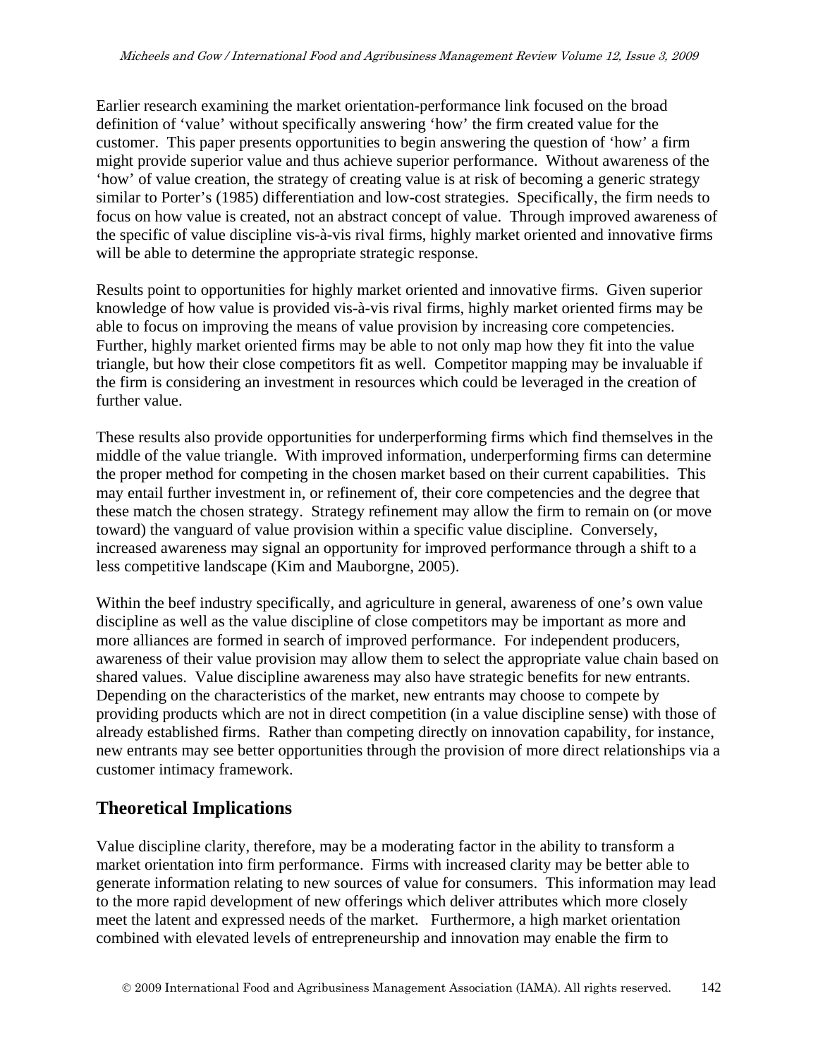Earlier research examining the market orientation-performance link focused on the broad definition of 'value' without specifically answering 'how' the firm created value for the customer. This paper presents opportunities to begin answering the question of 'how' a firm might provide superior value and thus achieve superior performance. Without awareness of the 'how' of value creation, the strategy of creating value is at risk of becoming a generic strategy similar to Porter's (1985) differentiation and low-cost strategies. Specifically, the firm needs to focus on how value is created, not an abstract concept of value. Through improved awareness of the specific of value discipline vis-à-vis rival firms, highly market oriented and innovative firms will be able to determine the appropriate strategic response.

Results point to opportunities for highly market oriented and innovative firms. Given superior knowledge of how value is provided vis-à-vis rival firms, highly market oriented firms may be able to focus on improving the means of value provision by increasing core competencies. Further, highly market oriented firms may be able to not only map how they fit into the value triangle, but how their close competitors fit as well. Competitor mapping may be invaluable if the firm is considering an investment in resources which could be leveraged in the creation of further value.

These results also provide opportunities for underperforming firms which find themselves in the middle of the value triangle. With improved information, underperforming firms can determine the proper method for competing in the chosen market based on their current capabilities. This may entail further investment in, or refinement of, their core competencies and the degree that these match the chosen strategy. Strategy refinement may allow the firm to remain on (or move toward) the vanguard of value provision within a specific value discipline. Conversely, increased awareness may signal an opportunity for improved performance through a shift to a less competitive landscape (Kim and Mauborgne, 2005).

Within the beef industry specifically, and agriculture in general, awareness of one's own value discipline as well as the value discipline of close competitors may be important as more and more alliances are formed in search of improved performance. For independent producers, awareness of their value provision may allow them to select the appropriate value chain based on shared values. Value discipline awareness may also have strategic benefits for new entrants. Depending on the characteristics of the market, new entrants may choose to compete by providing products which are not in direct competition (in a value discipline sense) with those of already established firms. Rather than competing directly on innovation capability, for instance, new entrants may see better opportunities through the provision of more direct relationships via a customer intimacy framework.

## Theoretical Implications

Value discipline clarity, therefore, may be a moderating factor in the ability to transform a market orientation into firm performance. Firms with increased clarity may be better able to generate information relating to new sources of value for consumers. This information may lead to the more rapid development of new offerings which deliver attributes which more closely meet the latent and expressed needs of the market. Furthermore, a high market orientation combined with elevated levels of entrepreneurship and innovation may enable the firm to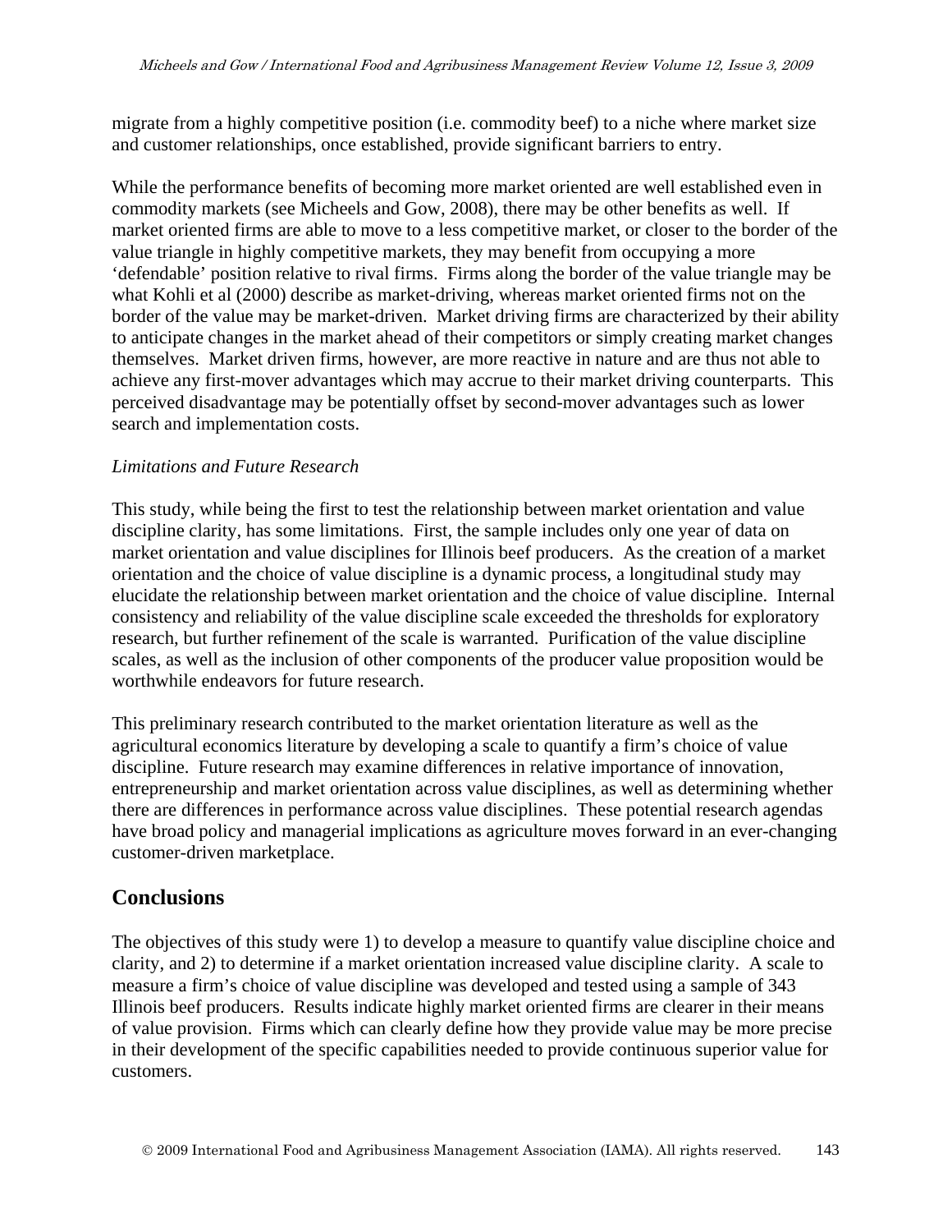migrate from a highly competitive position (i.e. commodity beef) to a niche where market size and customer relationships, once established, provide significant barriers to entry.

While the performance benefits of becoming more market oriented are well established even in commodity markets (see Micheels and Gow, 2008), there may be other benefits as well. If market oriented firms are able to move to a less competitive market, or closer to the border of the value triangle in highly competitive markets, they may benefit from occupying a more 'defendable' position relative to rival firms. Firms along the border of the value triangle may be what Kohli et al (2000) describe as market-driving, whereas market oriented firms not on the border of the value may be market-driven. Market driving firms are characterized by their ability to anticipate changes in the market ahead of their competitors or simply creating market changes themselves. Market driven firms, however, are more reactive in nature and are thus not able to achieve any first-mover advantages which may accrue to their market driving counterparts. This perceived disadvantage may be potentially offset by second-mover advantages such as lower search and implementation costs.

*Limitations and Future Research*

This study, while being the first to test the relationship between market orientation and value discipline clarity, has some limitations. First, the sample includes only one year of data on market orientation and value disciplines for Illinois beef producers. As the creation of a market orientation and the choice of value discipline is a dynamic process, a longitudinal study may elucidate the relationship between market orientation and the choice of value discipline. Internal consistency and reliability of the value discipline scale exceeded the thresholds for exploratory research, but further refinement of the scale is warranted. Purification of the value discipline scales, as well as the inclusion of other components of the producer value proposition would be worthwhile endeavors for future research.

This preliminary research contributed to the market orientation literature as well as the agricultural economics literature by developing a scale to quantify a firm's choice of value discipline. Future research may examine differences in relative importance of innovation, entrepreneurship and market orientation across value disciplines, as well as determining whether there are differences in performance across value disciplines. These potential research agendas have broad policy and managerial implications as agriculture moves forward in an ever-changing customer-driven marketplace.

## Conclusions

The objectives of this study were 1) to develop a measure to quantify value discipline choice and clarity, and 2) to determine if a market orientation increased value discipline clarity. A scale to measure a firm's choice of value discipline was developed and tested using a sample of 343 Illinois beef producers. Results indicate highly market oriented firms are clearer in their means of value provision. Firms which can clearly define how they provide value may be more precise in their development of the specific capabilities needed to provide continuous superior value for customers.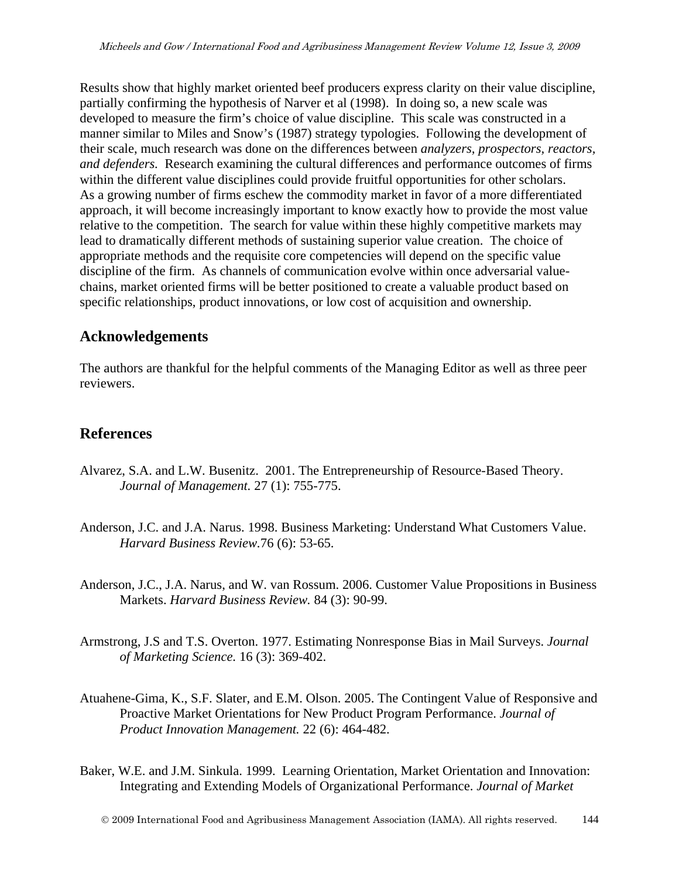Results show that highly market oriented beef producers express clarity on their value discipline, partially confirming the hypothesis of Narver et al (1998). In doing so, a new scale was developed to measure the firm's choice of value discipline. This scale was constructed in a manner similar to Miles and Snow's (1987) strategy typologies. Following the development of their scale, much research was done on the differences between *analyzers, prospectors, reactors, and defenders.* Research examining the cultural differences and performance outcomes of firms within the different value disciplines could provide fruitful opportunities for other scholars. As a growing number of firms eschew the commodity market in favor of a more differentiated approach, it will become increasingly important to know exactly how to provide the most value relative to the competition. The search for value within these highly competitive markets may lead to dramatically different methods of sustaining superior value creation. The choice of appropriate methods and the requisite core competencies will depend on the specific value discipline of the firm. As channels of communication evolve within once adversarial value-chains, market oriented firms will be better positioned to create a valuable product based on specific relationships, product innovations, or low cost of acquisition and ownership.

## Acknowledgements

The authors are thankful for the helpful comments of the Managing Editor as well as three peer reviewers.

## References

Alvarez, S.A. and L.W. Busenitz. 2001. The Entrepreneurship of Resource-Based Theory. *Journal of Management.* 27 (1): 755-775.

Anderson, J.C. and J.A. Narus. 1998. Business Marketing: Understand What Customers Value. *Harvard Business Review.*76 (6): 53-65.

Anderson, J.C., J.A. Narus, and W. van Rossum. 2006. Customer Value Propositions in Business Markets. *Harvard Business Review.* 84 (3): 90-99.

Armstrong, J.S and T.S. Overton. 1977. Estimating Nonresponse Bias in Mail Surveys. *Journal of Marketing Science.* 16 (3): 369-402.

Atuahene-Gima, K., S.F. Slater, and E.M. Olson. 2005. The Contingent Value of Responsive and Proactive Market Orientations for New Product Program Performance. *Journal of Product Innovation Management.* 22 (6): 464-482.

Baker, W.E. and J.M. Sinkula. 1999. Learning Orientation, Market Orientation and Innovation: Integrating and Extending Models of Organizational Performance. *Journal of Market*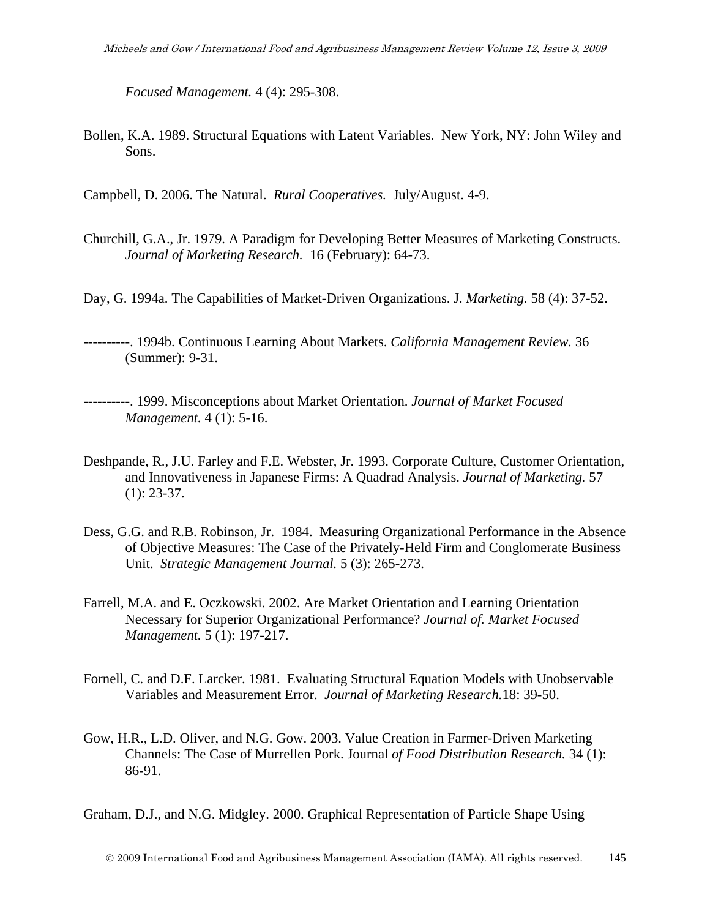*Focused Management.* 4 (4): 295-308.

Bollen, K.A. 1989. Structural Equations with Latent Variables. New York, NY: John Wiley and Sons.

Campbell, D. 2006. The Natural. *Rural Cooperatives.* July/August. 4-9.

Churchill, G.A., Jr. 1979. A Paradigm for Developing Better Measures of Marketing Constructs. *Journal of Marketing Research.* 16 (February): 64-73.

Day, G. 1994a. The Capabilities of Market-Driven Organizations. J. *Marketing.* 58 (4): 37-52.

----------. 1994b. Continuous Learning About Markets. *California Management Review.* 36 (Summer): 9-31.

----------. 1999. Misconceptions about Market Orientation. *Journal of Market Focused Management.* 4 (1): 5-16.

Deshpande, R., J.U. Farley and F.E. Webster, Jr. 1993. Corporate Culture, Customer Orientation, and Innovativeness in Japanese Firms: A Quadrad Analysis. *Journal of Marketing.* 57 (1): 23-37.

Dess, G.G. and R.B. Robinson, Jr. 1984. Measuring Organizational Performance in the Absence of Objective Measures: The Case of the Privately-Held Firm and Conglomerate Business Unit. *Strategic Management Journal.* 5 (3): 265-273.

Farrell, M.A. and E. Oczkowski. 2002. Are Market Orientation and Learning Orientation Necessary for Superior Organizational Performance? *Journal of. Market Focused Management.* 5 (1): 197-217.

Fornell, C. and D.F. Larcker. 1981. Evaluating Structural Equation Models with Unobservable Variables and Measurement Error. *Journal of Marketing Research.*18: 39-50.

Gow, H.R., L.D. Oliver, and N.G. Gow. 2003. Value Creation in Farmer-Driven Marketing Channels: The Case of Murrellen Pork. Journal *of Food Distribution Research.* 34 (1): 86-91.

Graham, D.J., and N.G. Midgley. 2000. Graphical Representation of Particle Shape Using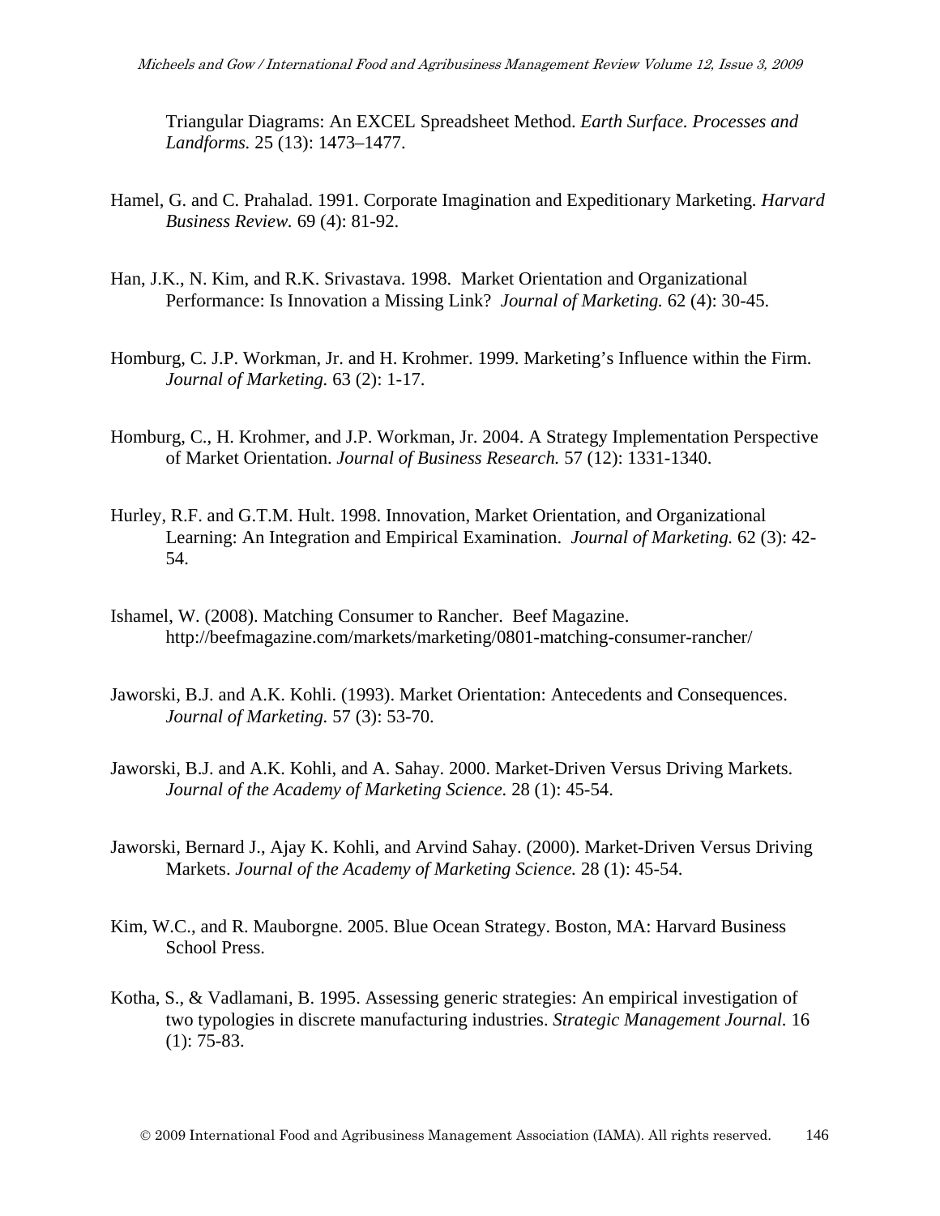Triangular Diagrams: An EXCEL Spreadsheet Method. *Earth Surface. Processes and Landforms.* 25 (13): 1473–1477.

Hamel, G. and C. Prahalad. 1991. Corporate Imagination and Expeditionary Marketing. *Harvard Business Review.* 69 (4): 81-92.

Han, J.K., N. Kim, and R.K. Srivastava. 1998. Market Orientation and Organizational Performance: Is Innovation a Missing Link? *Journal of Marketing.* 62 (4): 30-45.

Homburg, C. J.P. Workman, Jr. and H. Krohmer. 1999. Marketing's Influence within the Firm. *Journal of Marketing.* 63 (2): 1-17.

Homburg, C., H. Krohmer, and J.P. Workman, Jr. 2004. A Strategy Implementation Perspective of Market Orientation. *Journal of Business Research.* 57 (12): 1331-1340.

Hurley, R.F. and G.T.M. Hult. 1998. Innovation, Market Orientation, and Organizational Learning: An Integration and Empirical Examination. *Journal of Marketing.* 62 (3): 42-54.

Ishamel, W. (2008). Matching Consumer to Rancher. Beef Magazine. http://beefmagazine.com/markets/marketing/0801-matching-consumer-rancher/

Jaworski, B.J. and A.K. Kohli. (1993). Market Orientation: Antecedents and Consequences. *Journal of Marketing.* 57 (3): 53-70.

Jaworski, B.J. and A.K. Kohli, and A. Sahay. 2000. Market-Driven Versus Driving Markets. *Journal of the Academy of Marketing Science.* 28 (1): 45-54.

Jaworski, Bernard J., Ajay K. Kohli, and Arvind Sahay. (2000). Market-Driven Versus Driving Markets. *Journal of the Academy of Marketing Science.* 28 (1): 45-54.

Kim, W.C., and R. Mauborgne. 2005. Blue Ocean Strategy. Boston, MA: Harvard Business School Press.

Kotha, S., & Vadlamani, B. 1995. Assessing generic strategies: An empirical investigation of two typologies in discrete manufacturing industries. *Strategic Management Journal.* 16 (1): 75-83.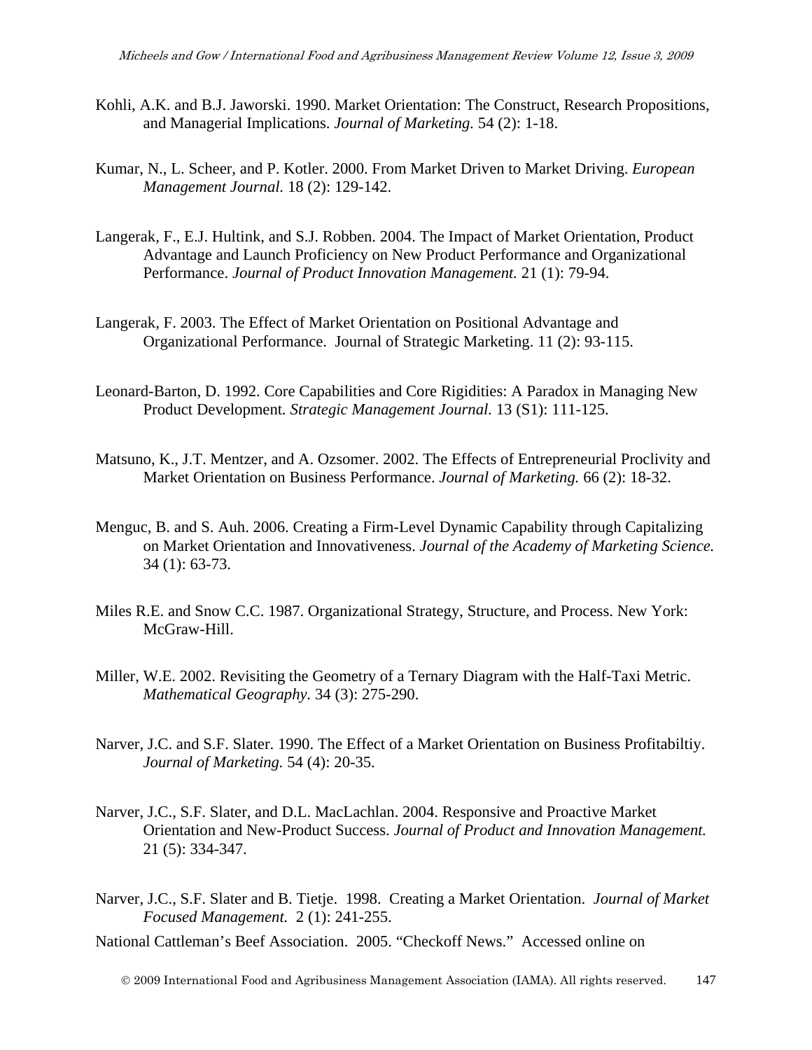Kohli, A.K. and B.J. Jaworski. 1990. Market Orientation: The Construct, Research Propositions, and Managerial Implications. *Journal of Marketing.* 54 (2): 1-18.

Kumar, N., L. Scheer, and P. Kotler. 2000. From Market Driven to Market Driving. *European Management Journal.* 18 (2): 129-142.

Langerak, F., E.J. Hultink, and S.J. Robben. 2004. The Impact of Market Orientation, Product Advantage and Launch Proficiency on New Product Performance and Organizational Performance. *Journal of Product Innovation Management.* 21 (1): 79-94.

Langerak, F. 2003. The Effect of Market Orientation on Positional Advantage and Organizational Performance. Journal of Strategic Marketing. 11 (2): 93-115.

Leonard-Barton, D. 1992. Core Capabilities and Core Rigidities: A Paradox in Managing New Product Development. *Strategic Management Journal.* 13 (S1): 111-125.

Matsuno, K., J.T. Mentzer, and A. Ozsomer. 2002. The Effects of Entrepreneurial Proclivity and Market Orientation on Business Performance. *Journal of Marketing.* 66 (2): 18-32.

Menguc, B. and S. Auh. 2006. Creating a Firm-Level Dynamic Capability through Capitalizing on Market Orientation and Innovativeness. *Journal of the Academy of Marketing Science.* 34 (1): 63-73.

Miles R.E. and Snow C.C. 1987. Organizational Strategy, Structure, and Process. New York: McGraw-Hill.

Miller, W.E. 2002. Revisiting the Geometry of a Ternary Diagram with the Half-Taxi Metric. *Mathematical Geography.* 34 (3): 275-290.

Narver, J.C. and S.F. Slater. 1990. The Effect of a Market Orientation on Business Profitabiltiy. *Journal of Marketing.* 54 (4): 20-35.

Narver, J.C., S.F. Slater, and D.L. MacLachlan. 2004. Responsive and Proactive Market Orientation and New-Product Success. *Journal of Product and Innovation Management.* 21 (5): 334-347.

Narver, J.C., S.F. Slater and B. Tietje. 1998. Creating a Market Orientation. *Journal of Market Focused Management.* 2 (1): 241-255.

National Cattleman's Beef Association. 2005. "Checkoff News." Accessed online on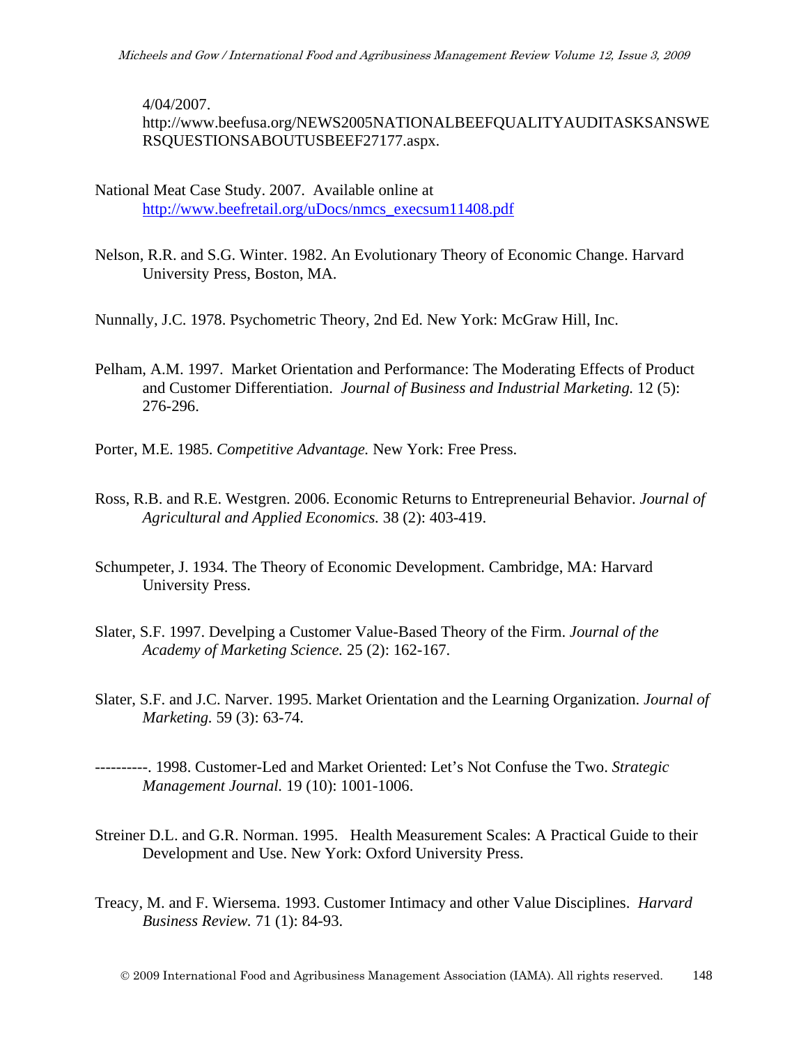4/04/2007. http://www.beefusa.org/NEWS2005NATIONALBEEFQUALITYAUDITASKSANSWERSQUESTIONSABOUTUSBEEF27177.aspx.

National Meat Case Study. 2007. Available online at http://www.beefretail.org/uDocs/nmcs_execsum11408.pdf

Nelson, R.R. and S.G. Winter. 1982. An Evolutionary Theory of Economic Change. Harvard University Press, Boston, MA.

Nunnally, J.C. 1978. Psychometric Theory, 2nd Ed. New York: McGraw Hill, Inc.

Pelham, A.M. 1997. Market Orientation and Performance: The Moderating Effects of Product and Customer Differentiation. *Journal of Business and Industrial Marketing.* 12 (5): 276-296.

Porter, M.E. 1985. *Competitive Advantage.* New York: Free Press.

Ross, R.B. and R.E. Westgren. 2006. Economic Returns to Entrepreneurial Behavior. *Journal of Agricultural and Applied Economics.* 38 (2): 403-419.

Schumpeter, J. 1934. The Theory of Economic Development. Cambridge, MA: Harvard University Press.

Slater, S.F. 1997. Develping a Customer Value-Based Theory of the Firm. *Journal of the Academy of Marketing Science.* 25 (2): 162-167.

Slater, S.F. and J.C. Narver. 1995. Market Orientation and the Learning Organization. *Journal of Marketing.* 59 (3): 63-74.

----------. 1998. Customer-Led and Market Oriented: Let's Not Confuse the Two. *Strategic Management Journal.* 19 (10): 1001-1006.

Streiner D.L. and G.R. Norman. 1995. Health Measurement Scales: A Practical Guide to their Development and Use. New York: Oxford University Press.

Treacy, M. and F. Wiersema. 1993. Customer Intimacy and other Value Disciplines. *Harvard Business Review.* 71 (1): 84-93.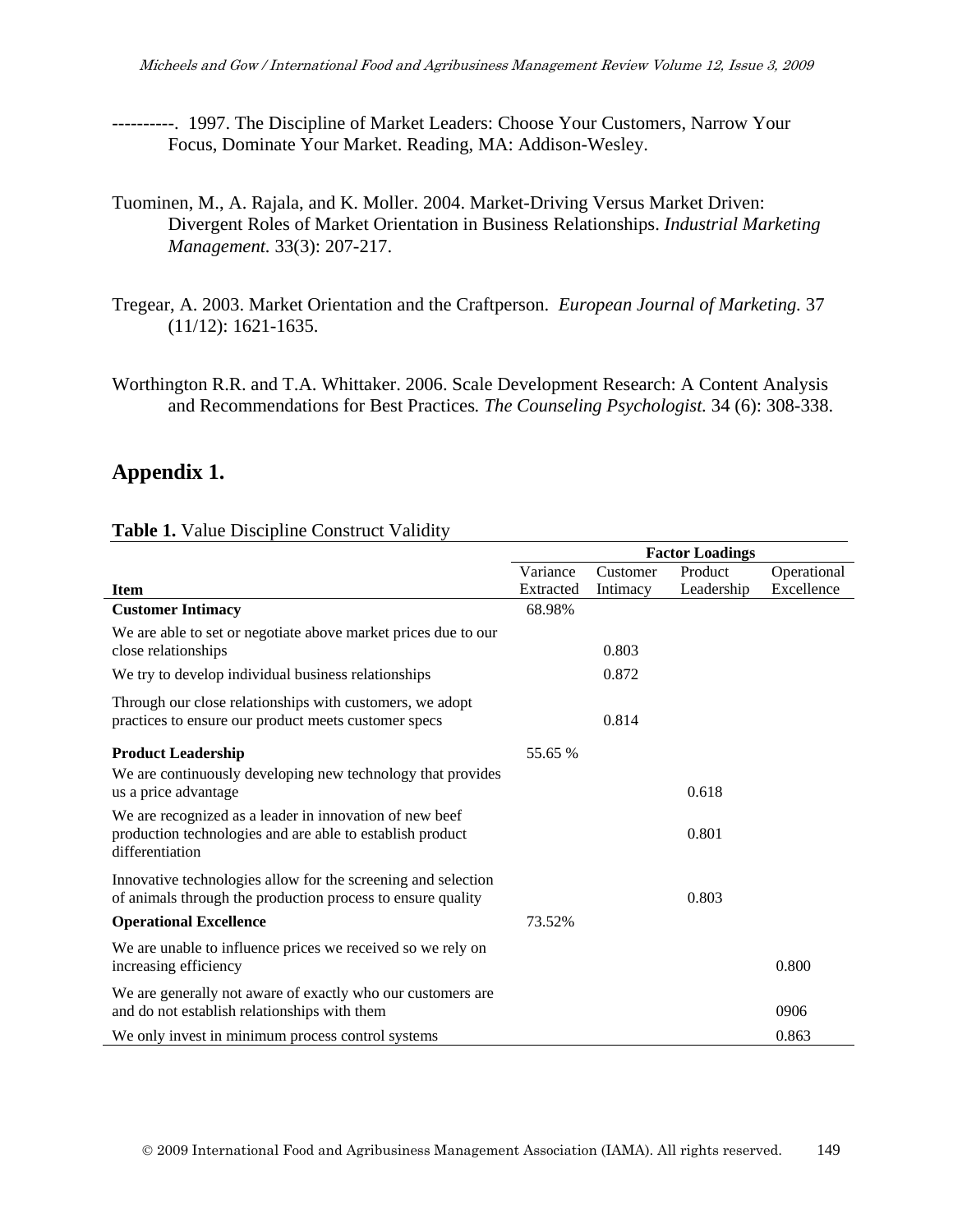----------. 1997. The Discipline of Market Leaders: Choose Your Customers, Narrow Your Focus, Dominate Your Market. Reading, MA: Addison-Wesley.

Tuominen, M., A. Rajala, and K. Moller. 2004. Market-Driving Versus Market Driven: Divergent Roles of Market Orientation in Business Relationships. *Industrial Marketing Management.* 33(3): 207-217.

Tregear, A. 2003. Market Orientation and the Craftperson. *European Journal of Marketing.* 37 (11/12): 1621-1635.

Worthington R.R. and T.A. Whittaker. 2006. Scale Development Research: A Content Analysis and Recommendations for Best Practices*. The Counseling Psychologist.* 34 (6): 308-338.

## Appendix 1.

**Table 1.** Value Discipline Construct Validity

| | | Factor Loadings | | |
|---|---|---|---|---|
| **Item** | Variance Extracted | Customer Intimacy | Product Leadership | Operational Excellence |
| **Customer Intimacy** | 68.98% | | | |
| We are able to set or negotiate above market prices due to our close relationships | | 0.803 | | |
| We try to develop individual business relationships | | 0.872 | | |
| Through our close relationships with customers, we adopt practices to ensure our product meets customer specs | | 0.814 | | |
| **Product Leadership** | 55.65 % | | | |
| We are continuously developing new technology that provides us a price advantage | | | 0.618 | |
| We are recognized as a leader in innovation of new beef production technologies and are able to establish product differentiation | | | 0.801 | |
| Innovative technologies allow for the screening and selection of animals through the production process to ensure quality | | | 0.803 | |
| **Operational Excellence** | 73.52% | | | |
| We are unable to influence prices we received so we rely on increasing efficiency | | | | 0.800 |
| We are generally not aware of exactly who our customers are and do not establish relationships with them | | | | 0906 |
| We only invest in minimum process control systems | | | | 0.863 |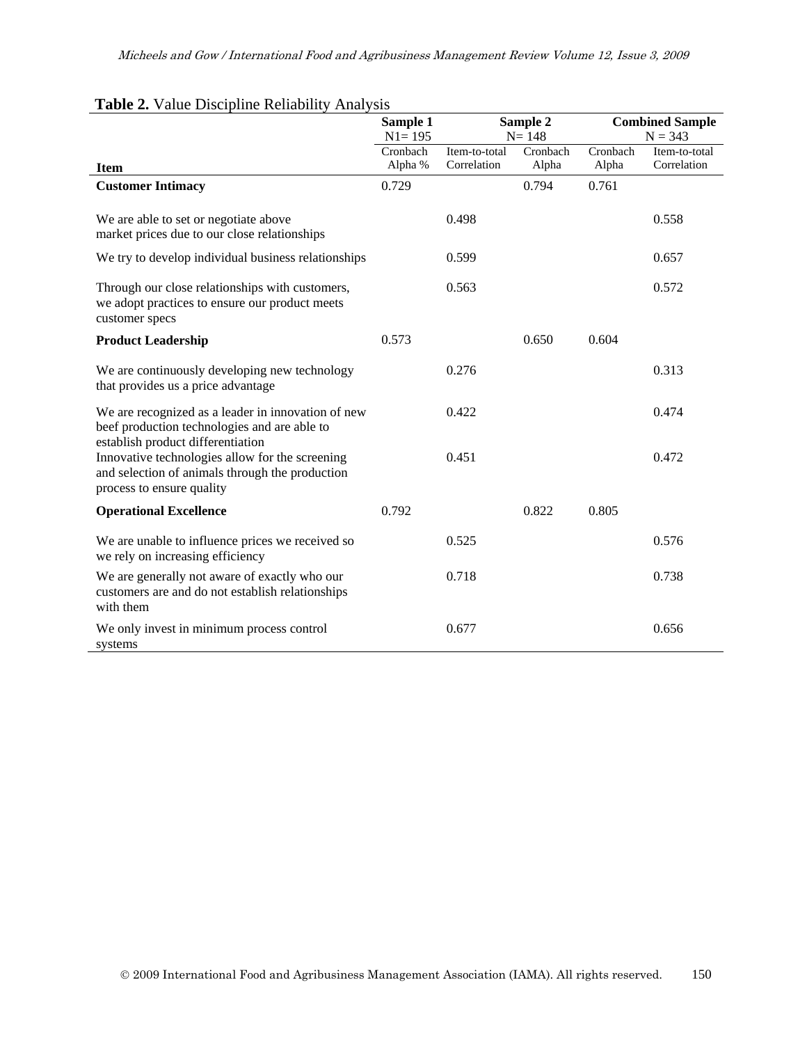**Table 2.** Value Discipline Reliability Analysis

| Item | Sample 1 N1= 195 Cronbach Alpha % | Sample 2 N= 148 Item-to-total Correlation | Sample 2 N= 148 Cronbach Alpha | Combined Sample N = 343 Cronbach Alpha | Combined Sample N = 343 Item-to-total Correlation |
|---|---|---|---|---|---|
| **Customer Intimacy** | 0.729 | | 0.794 | 0.761 | |
| We are able to set or negotiate above market prices due to our close relationships | | 0.498 | | | 0.558 |
| We try to develop individual business relationships | | 0.599 | | | 0.657 |
| Through our close relationships with customers, we adopt practices to ensure our product meets customer specs | | 0.563 | | | 0.572 |
| **Product Leadership** | 0.573 | | 0.650 | 0.604 | |
| We are continuously developing new technology that provides us a price advantage | | 0.276 | | | 0.313 |
| We are recognized as a leader in innovation of new beef production technologies and are able to establish product differentiation | | 0.422 | | | 0.474 |
| Innovative technologies allow for the screening and selection of animals through the production process to ensure quality | | 0.451 | | | 0.472 |
| **Operational Excellence** | 0.792 | | 0.822 | 0.805 | |
| We are unable to influence prices we received so we rely on increasing efficiency | | 0.525 | | | 0.576 |
| We are generally not aware of exactly who our customers are and do not establish relationships with them | | 0.718 | | | 0.738 |
| We only invest in minimum process control systems | | 0.677 | | | 0.656 |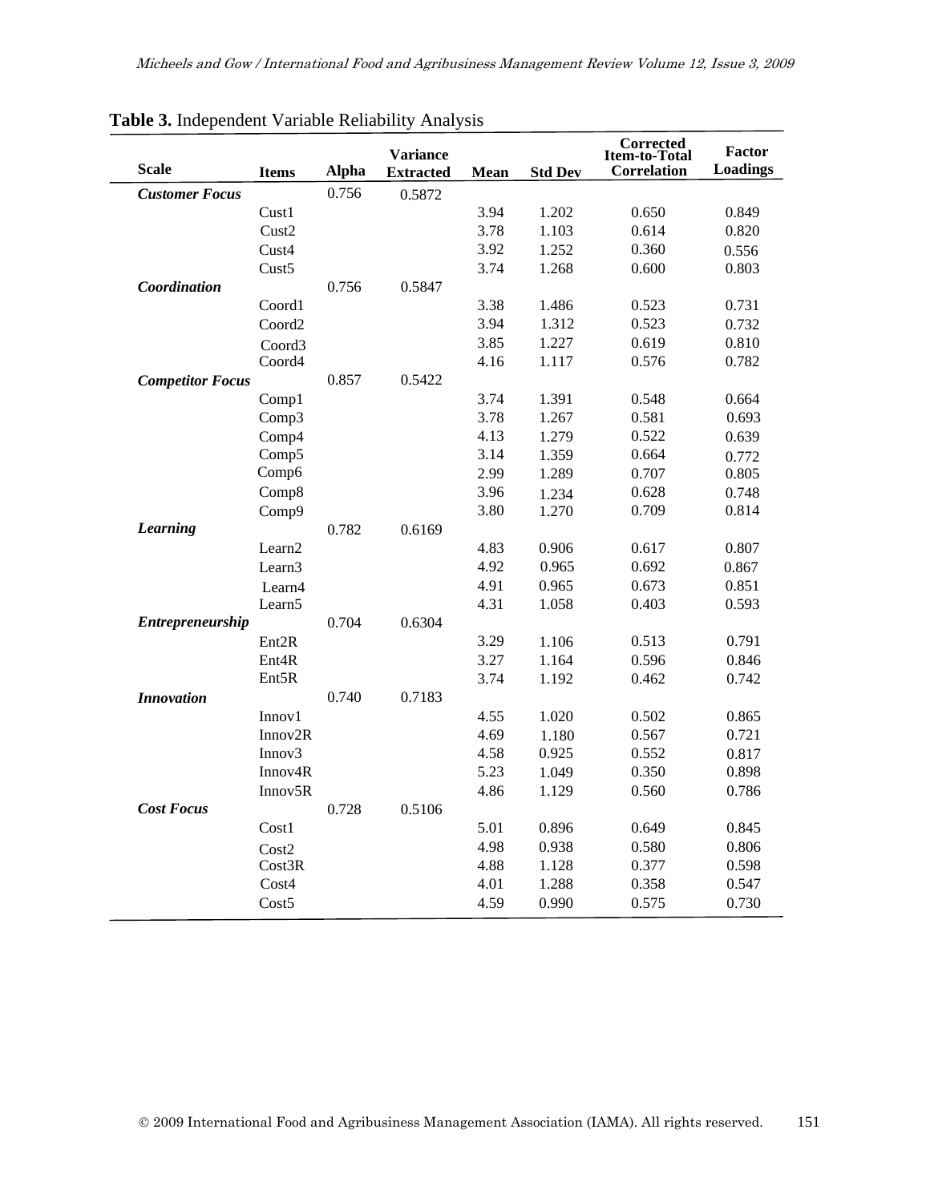**Table 3.** Independent Variable Reliability Analysis

| Scale | Items | Alpha | Variance Extracted | Mean | Std Dev | Corrected Item-to-Total Correlation | Factor Loadings |
|---|---|---|---|---|---|---|---|
| ***Customer Focus*** | | 0.756 | 0.5872 | | | | |
| | Cust1 | | | 3.94 | 1.202 | 0.650 | 0.849 |
| | Cust2 | | | 3.78 | 1.103 | 0.614 | 0.820 |
| | Cust4 | | | 3.92 | 1.252 | 0.360 | 0.556 |
| | Cust5 | | | 3.74 | 1.268 | 0.600 | 0.803 |
| ***Coordination*** | | 0.756 | 0.5847 | | | | |
| | Coord1 | | | 3.38 | 1.486 | 0.523 | 0.731 |
| | Coord2 | | | 3.94 | 1.312 | 0.523 | 0.732 |
| | Coord3 | | | 3.85 | 1.227 | 0.619 | 0.810 |
| | Coord4 | | | 4.16 | 1.117 | 0.576 | 0.782 |
| ***Competitor Focus*** | | 0.857 | 0.5422 | | | | |
| | Comp1 | | | 3.74 | 1.391 | 0.548 | 0.664 |
| | Comp3 | | | 3.78 | 1.267 | 0.581 | 0.693 |
| | Comp4 | | | 4.13 | 1.279 | 0.522 | 0.639 |
| | Comp5 | | | 3.14 | 1.359 | 0.664 | 0.772 |
| | Comp6 | | | 2.99 | 1.289 | 0.707 | 0.805 |
| | Comp8 | | | 3.96 | 1.234 | 0.628 | 0.748 |
| | Comp9 | | | 3.80 | 1.270 | 0.709 | 0.814 |
| ***Learning*** | | 0.782 | 0.6169 | | | | |
| | Learn2 | | | 4.83 | 0.906 | 0.617 | 0.807 |
| | Learn3 | | | 4.92 | 0.965 | 0.692 | 0.867 |
| | Learn4 | | | 4.91 | 0.965 | 0.673 | 0.851 |
| | Learn5 | | | 4.31 | 1.058 | 0.403 | 0.593 |
| ***Entrepreneurship*** | | 0.704 | 0.6304 | | | | |
| | Ent2R | | | 3.29 | 1.106 | 0.513 | 0.791 |
| | Ent4R | | | 3.27 | 1.164 | 0.596 | 0.846 |
| | Ent5R | | | 3.74 | 1.192 | 0.462 | 0.742 |
| ***Innovation*** | | 0.740 | 0.7183 | | | | |
| | Innov1 | | | 4.55 | 1.020 | 0.502 | 0.865 |
| | Innov2R | | | 4.69 | 1.180 | 0.567 | 0.721 |
| | Innov3 | | | 4.58 | 0.925 | 0.552 | 0.817 |
| | Innov4R | | | 5.23 | 1.049 | 0.350 | 0.898 |
| | Innov5R | | | 4.86 | 1.129 | 0.560 | 0.786 |
| ***Cost Focus*** | | 0.728 | 0.5106 | | | | |
| | Cost1 | | | 5.01 | 0.896 | 0.649 | 0.845 |
| | Cost2 | | | 4.98 | 0.938 | 0.580 | 0.806 |
| | Cost3R | | | 4.88 | 1.128 | 0.377 | 0.598 |
| | Cost4 | | | 4.01 | 1.288 | 0.358 | 0.547 |
| | Cost5 | | | 4.59 | 0.990 | 0.575 | 0.730 |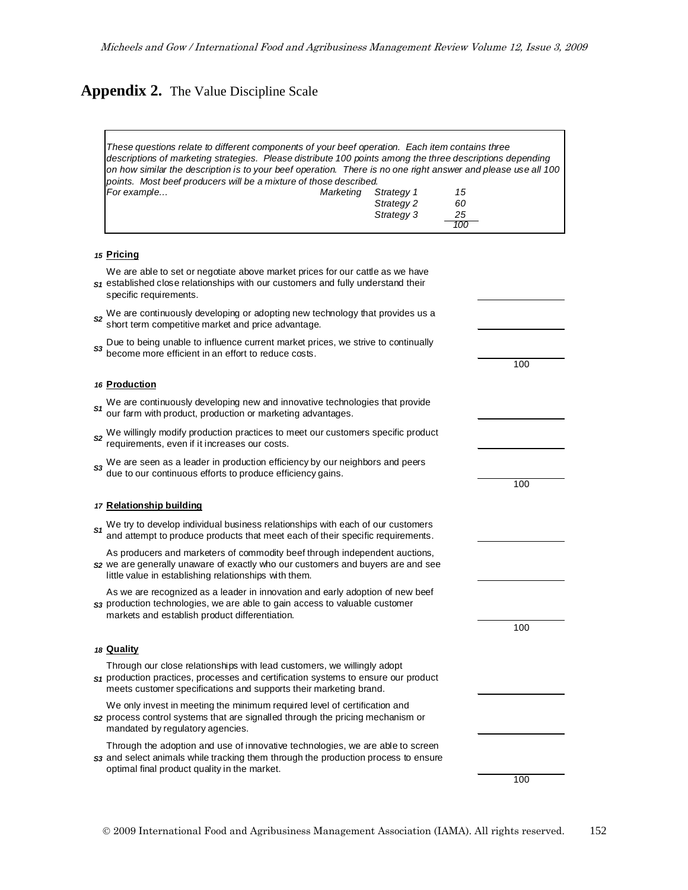## **Appendix 2.** The Value Discipline Scale

*These questions relate to different components of your beef operation. Each item contains three descriptions of marketing strategies. Please distribute 100 points among the three descriptions depending on how similar the description is to your beef operation. There is no one right answer and please use all 100 points. Most beef producers will be a mixture of those described.*

| *For example…* | *Marketing* | *Strategy 1* | *15* |
|---|---|---|---|
| | | *Strategy 2* | *60* |
| | | *Strategy 3* | *25* |
| | | | *100* |

***15*** **Pricing**

***S1*** We are able to set or negotiate above market prices for our cattle as we have established close relationships with our customers and fully understand their specific requirements. \_\_\_\_\_\_\_\_

***S2*** We are continuously developing or adopting new technology that provides us a short term competitive market and price advantage. \_\_\_\_\_\_\_\_

***S3*** Due to being unable to influence current market prices, we strive to continually become more efficient in an effort to reduce costs. \_\_\_\_\_\_\_\_

100

***16*** **Production**

***S1*** We are continuously developing new and innovative technologies that provide our farm with product, production or marketing advantages. \_\_\_\_\_\_\_\_

***S2*** We willingly modify production practices to meet our customers specific product requirements, even if it increases our costs. \_\_\_\_\_\_\_\_

***S3*** We are seen as a leader in production efficiency by our neighbors and peers due to our continuous efforts to produce efficiency gains. \_\_\_\_\_\_\_\_

100

***17*** **Relationship building**

***S1*** We try to develop individual business relationships with each of our customers and attempt to produce products that meet each of their specific requirements. \_\_\_\_\_\_\_\_

***S2*** As producers and marketers of commodity beef through independent auctions, we are generally unaware of exactly who our customers and buyers are and see little value in establishing relationships with them. \_\_\_\_\_\_\_\_

***S3*** As we are recognized as a leader in innovation and early adoption of new beef production technologies, we are able to gain access to valuable customer markets and establish product differentiation. \_\_\_\_\_\_\_\_

100

***18*** **Quality**

***S1*** Through our close relationships with lead customers, we willingly adopt production practices, processes and certification systems to ensure our product meets customer specifications and supports their marketing brand. \_\_\_\_\_\_\_\_

***S2*** We only invest in meeting the minimum required level of certification and process control systems that are signalled through the pricing mechanism or mandated by regulatory agencies. \_\_\_\_\_\_\_\_

***S3*** Through the adoption and use of innovative technologies, we are able to screen and select animals while tracking them through the production process to ensure optimal final product quality in the market. \_\_\_\_\_\_\_\_

100

© 2009 International Food and Agribusiness Management Association (IAMA). All rights reserved.